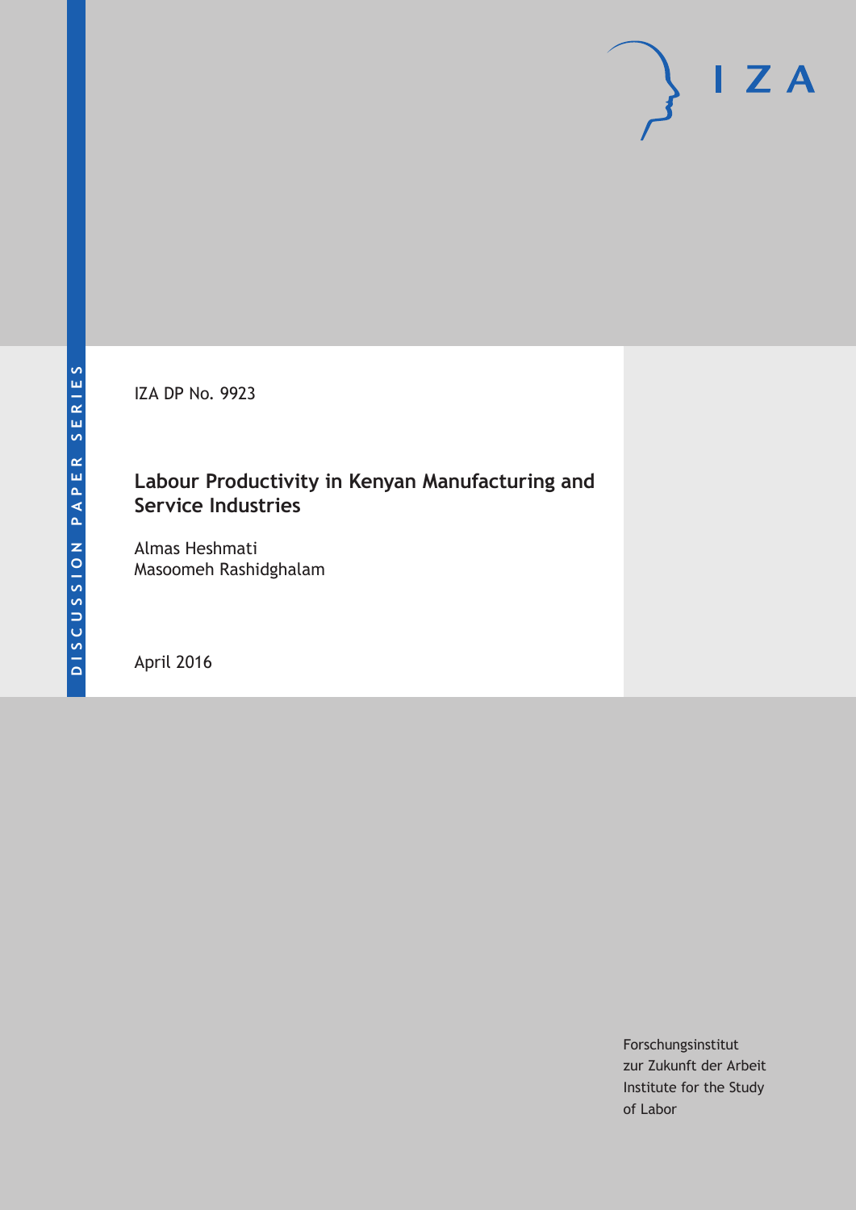DISCUSSION PAPER SERIES

IZA

IZA DP No. 9923

# Labour Productivity in Kenyan Manufacturing and Service Industries

Almas Heshmati
Masoomeh Rashidghalam

April 2016

Forschungsinstitut
zur Zukunft der Arbeit
Institute for the Study
of Labor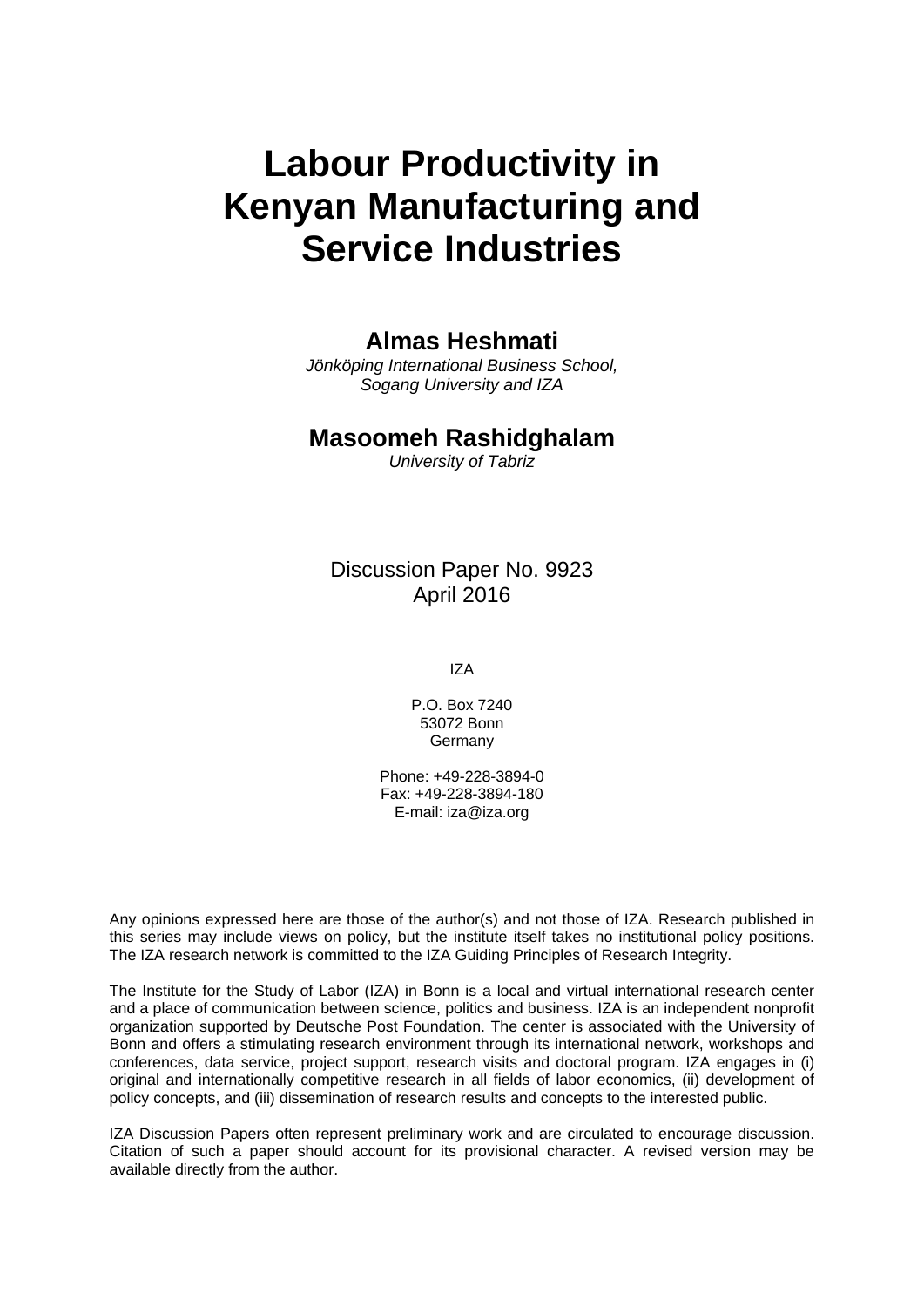# Labour Productivity in Kenyan Manufacturing and Service Industries

## Almas Heshmati

*Jönköping International Business School, Sogang University and IZA*

## Masoomeh Rashidghalam

*University of Tabriz*

Discussion Paper No. 9923
April 2016

IZA

P.O. Box 7240
53072 Bonn
Germany

Phone: +49-228-3894-0
Fax: +49-228-3894-180
E-mail: iza@iza.org

Any opinions expressed here are those of the author(s) and not those of IZA. Research published in this series may include views on policy, but the institute itself takes no institutional policy positions. The IZA research network is committed to the IZA Guiding Principles of Research Integrity.

The Institute for the Study of Labor (IZA) in Bonn is a local and virtual international research center and a place of communication between science, politics and business. IZA is an independent nonprofit organization supported by Deutsche Post Foundation. The center is associated with the University of Bonn and offers a stimulating research environment through its international network, workshops and conferences, data service, project support, research visits and doctoral program. IZA engages in (i) original and internationally competitive research in all fields of labor economics, (ii) development of policy concepts, and (iii) dissemination of research results and concepts to the interested public.

IZA Discussion Papers often represent preliminary work and are circulated to encourage discussion. Citation of such a paper should account for its provisional character. A revised version may be available directly from the author.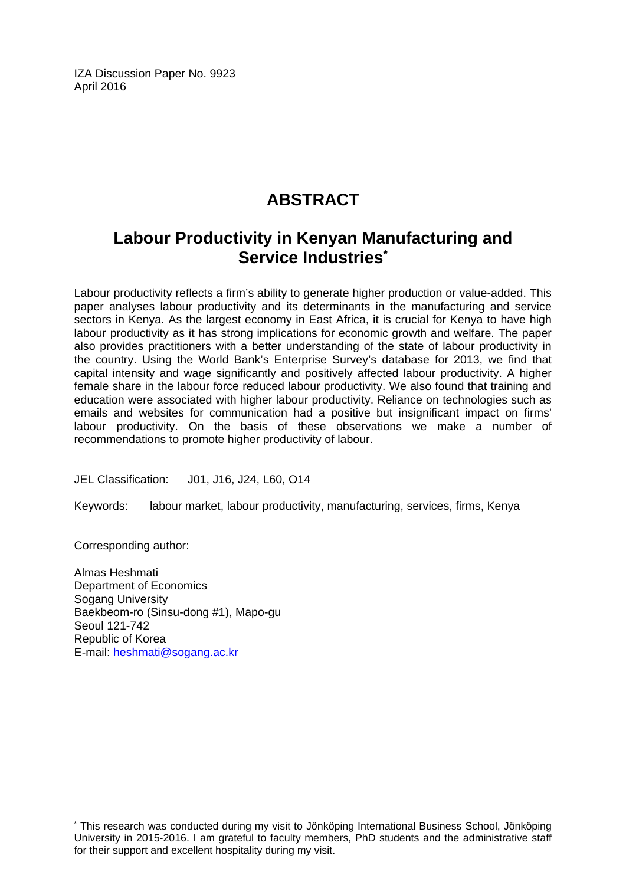IZA Discussion Paper No. 9923
April 2016

# ABSTRACT

## Labour Productivity in Kenyan Manufacturing and Service Industries[*]

Labour productivity reflects a firm's ability to generate higher production or value-added. This paper analyses labour productivity and its determinants in the manufacturing and service sectors in Kenya. As the largest economy in East Africa, it is crucial for Kenya to have high labour productivity as it has strong implications for economic growth and welfare. The paper also provides practitioners with a better understanding of the state of labour productivity in the country. Using the World Bank's Enterprise Survey's database for 2013, we find that capital intensity and wage significantly and positively affected labour productivity. A higher female share in the labour force reduced labour productivity. We also found that training and education were associated with higher labour productivity. Reliance on technologies such as emails and websites for communication had a positive but insignificant impact on firms' labour productivity. On the basis of these observations we make a number of recommendations to promote higher productivity of labour.

JEL Classification: J01, J16, J24, L60, O14

Keywords: labour market, labour productivity, manufacturing, services, firms, Kenya

Corresponding author:

Almas Heshmati
Department of Economics
Sogang University
Baekbeom-ro (Sinsu-dong #1), Mapo-gu
Seoul 121-742
Republic of Korea
E-mail: heshmati@sogang.ac.kr

[*] This research was conducted during my visit to Jönköping International Business School, Jönköping University in 2015-2016. I am grateful to faculty members, PhD students and the administrative staff for their support and excellent hospitality during my visit.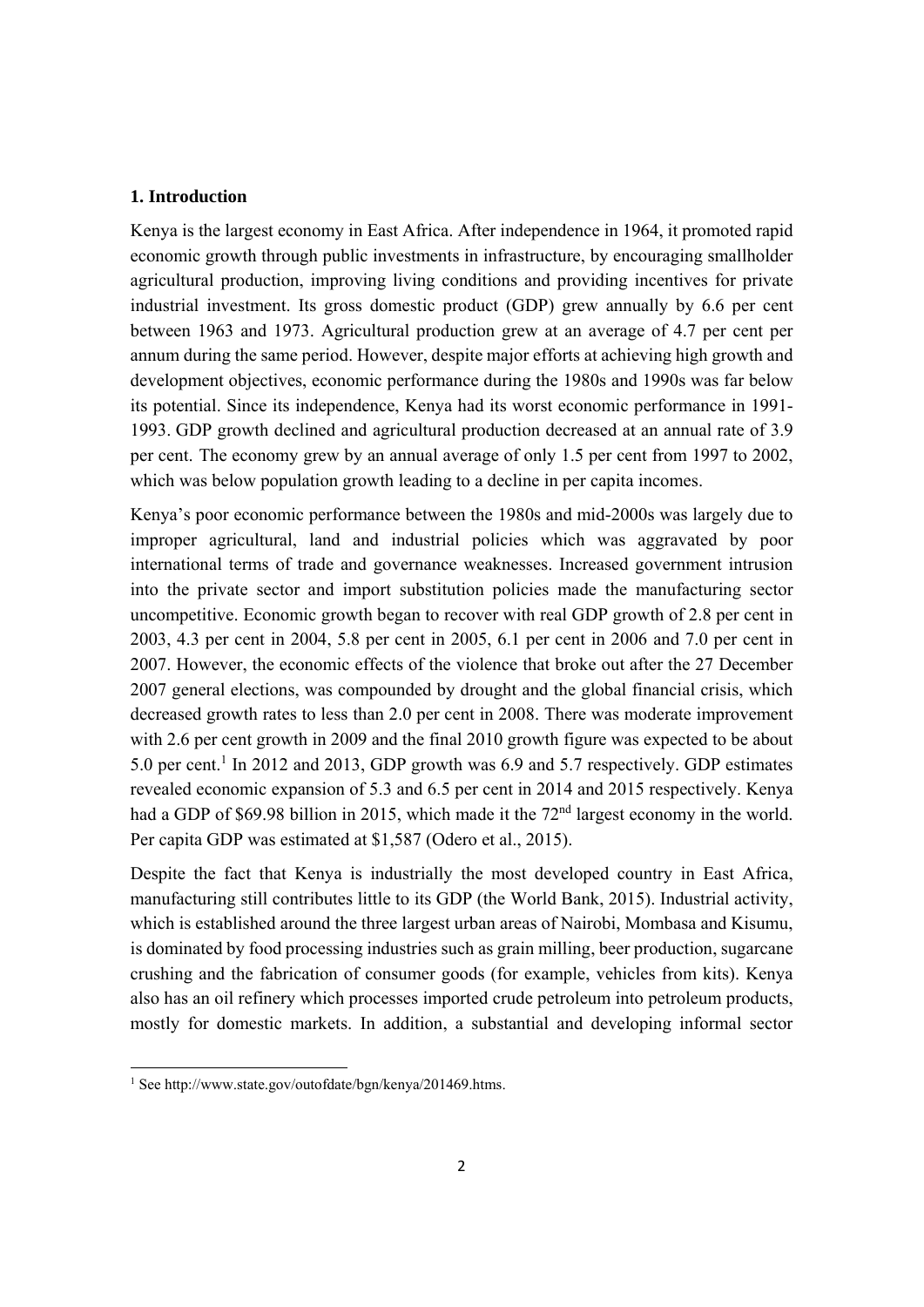## 1. Introduction

Kenya is the largest economy in East Africa. After independence in 1964, it promoted rapid economic growth through public investments in infrastructure, by encouraging smallholder agricultural production, improving living conditions and providing incentives for private industrial investment. Its gross domestic product (GDP) grew annually by 6.6 per cent between 1963 and 1973. Agricultural production grew at an average of 4.7 per cent per annum during the same period. However, despite major efforts at achieving high growth and development objectives, economic performance during the 1980s and 1990s was far below its potential. Since its independence, Kenya had its worst economic performance in 1991-1993. GDP growth declined and agricultural production decreased at an annual rate of 3.9 per cent. The economy grew by an annual average of only 1.5 per cent from 1997 to 2002, which was below population growth leading to a decline in per capita incomes.

Kenya's poor economic performance between the 1980s and mid-2000s was largely due to improper agricultural, land and industrial policies which was aggravated by poor international terms of trade and governance weaknesses. Increased government intrusion into the private sector and import substitution policies made the manufacturing sector uncompetitive. Economic growth began to recover with real GDP growth of 2.8 per cent in 2003, 4.3 per cent in 2004, 5.8 per cent in 2005, 6.1 per cent in 2006 and 7.0 per cent in 2007. However, the economic effects of the violence that broke out after the 27 December 2007 general elections, was compounded by drought and the global financial crisis, which decreased growth rates to less than 2.0 per cent in 2008. There was moderate improvement with 2.6 per cent growth in 2009 and the final 2010 growth figure was expected to be about 5.0 per cent.[1] In 2012 and 2013, GDP growth was 6.9 and 5.7 respectively. GDP estimates revealed economic expansion of 5.3 and 6.5 per cent in 2014 and 2015 respectively. Kenya had a GDP of \$69.98 billion in 2015, which made it the 72nd largest economy in the world. Per capita GDP was estimated at \$1,587 (Odero et al., 2015).

Despite the fact that Kenya is industrially the most developed country in East Africa, manufacturing still contributes little to its GDP (the World Bank, 2015). Industrial activity, which is established around the three largest urban areas of Nairobi, Mombasa and Kisumu, is dominated by food processing industries such as grain milling, beer production, sugarcane crushing and the fabrication of consumer goods (for example, vehicles from kits). Kenya also has an oil refinery which processes imported crude petroleum into petroleum products, mostly for domestic markets. In addition, a substantial and developing informal sector

[1] See http://www.state.gov/outofdate/bgn/kenya/201469.htms.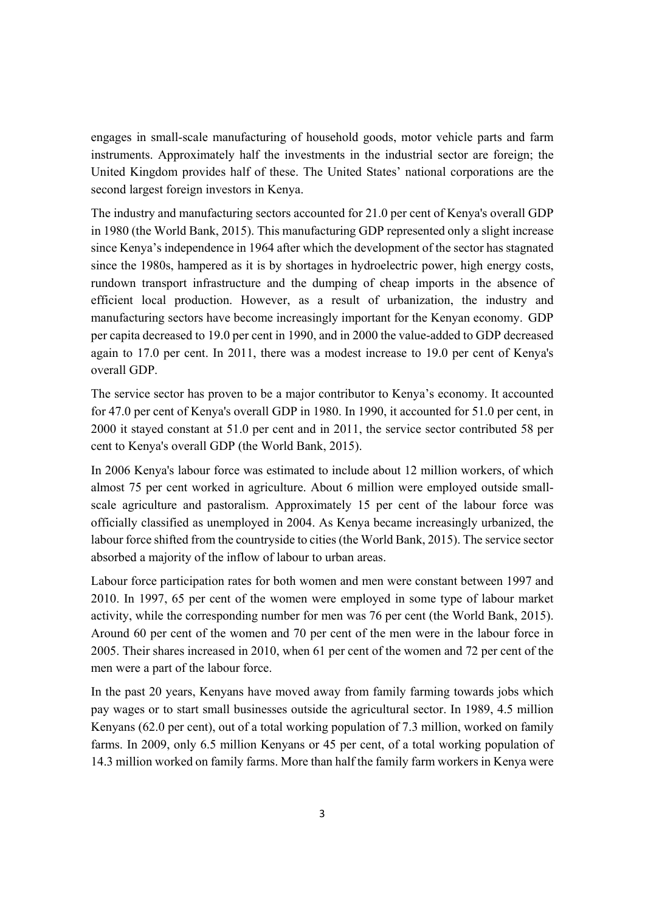engages in small-scale manufacturing of household goods, motor vehicle parts and farm instruments. Approximately half the investments in the industrial sector are foreign; the United Kingdom provides half of these. The United States' national corporations are the second largest foreign investors in Kenya.

The industry and manufacturing sectors accounted for 21.0 per cent of Kenya's overall GDP in 1980 (the World Bank, 2015). This manufacturing GDP represented only a slight increase since Kenya's independence in 1964 after which the development of the sector has stagnated since the 1980s, hampered as it is by shortages in hydroelectric power, high energy costs, rundown transport infrastructure and the dumping of cheap imports in the absence of efficient local production. However, as a result of urbanization, the industry and manufacturing sectors have become increasingly important for the Kenyan economy. GDP per capita decreased to 19.0 per cent in 1990, and in 2000 the value-added to GDP decreased again to 17.0 per cent. In 2011, there was a modest increase to 19.0 per cent of Kenya's overall GDP.

The service sector has proven to be a major contributor to Kenya's economy. It accounted for 47.0 per cent of Kenya's overall GDP in 1980. In 1990, it accounted for 51.0 per cent, in 2000 it stayed constant at 51.0 per cent and in 2011, the service sector contributed 58 per cent to Kenya's overall GDP (the World Bank, 2015).

In 2006 Kenya's labour force was estimated to include about 12 million workers, of which almost 75 per cent worked in agriculture. About 6 million were employed outside small-scale agriculture and pastoralism. Approximately 15 per cent of the labour force was officially classified as unemployed in 2004. As Kenya became increasingly urbanized, the labour force shifted from the countryside to cities (the World Bank, 2015). The service sector absorbed a majority of the inflow of labour to urban areas.

Labour force participation rates for both women and men were constant between 1997 and 2010. In 1997, 65 per cent of the women were employed in some type of labour market activity, while the corresponding number for men was 76 per cent (the World Bank, 2015). Around 60 per cent of the women and 70 per cent of the men were in the labour force in 2005. Their shares increased in 2010, when 61 per cent of the women and 72 per cent of the men were a part of the labour force.

In the past 20 years, Kenyans have moved away from family farming towards jobs which pay wages or to start small businesses outside the agricultural sector. In 1989, 4.5 million Kenyans (62.0 per cent), out of a total working population of 7.3 million, worked on family farms. In 2009, only 6.5 million Kenyans or 45 per cent, of a total working population of 14.3 million worked on family farms. More than half the family farm workers in Kenya were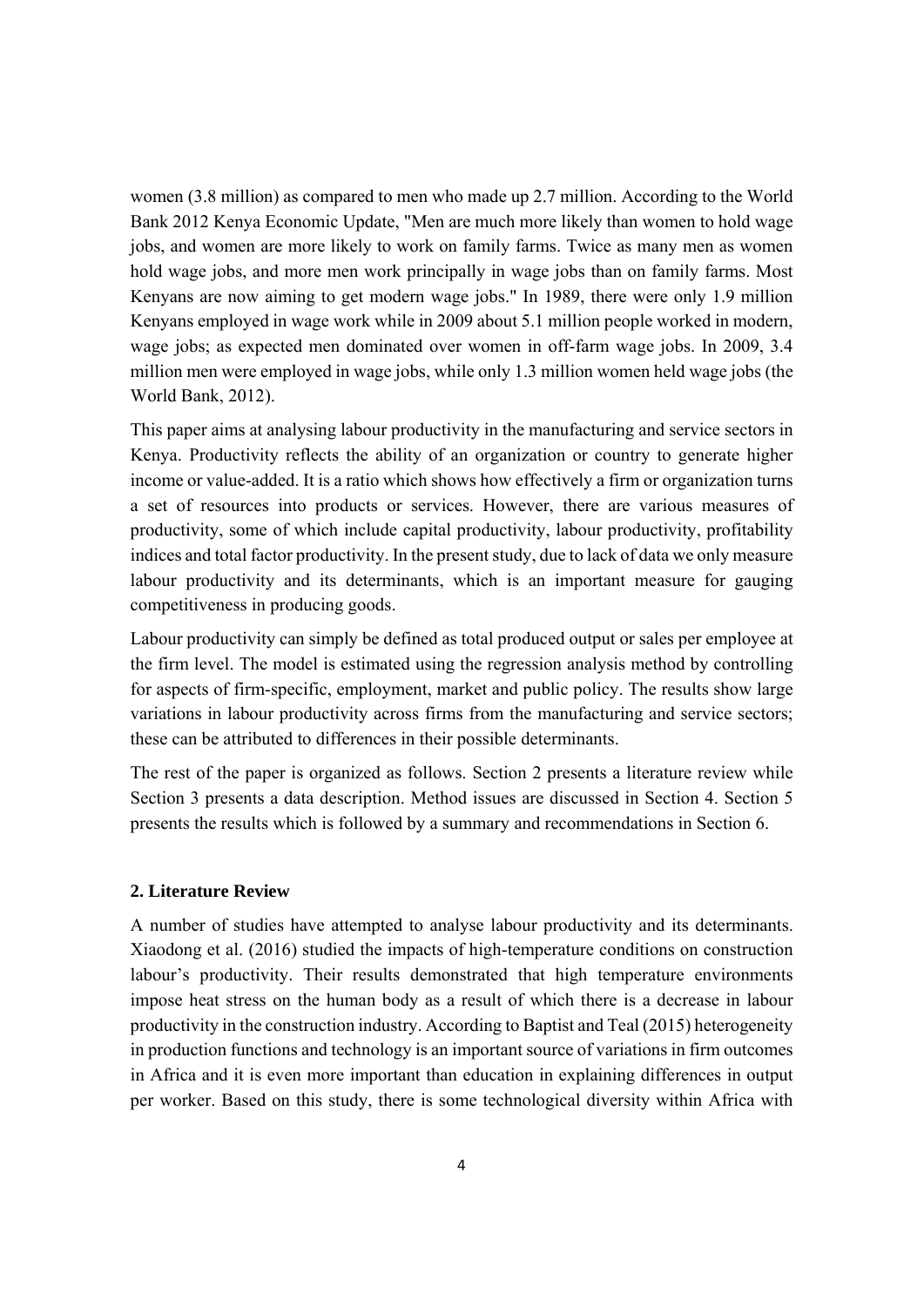women (3.8 million) as compared to men who made up 2.7 million. According to the World Bank 2012 Kenya Economic Update, "Men are much more likely than women to hold wage jobs, and women are more likely to work on family farms. Twice as many men as women hold wage jobs, and more men work principally in wage jobs than on family farms. Most Kenyans are now aiming to get modern wage jobs." In 1989, there were only 1.9 million Kenyans employed in wage work while in 2009 about 5.1 million people worked in modern, wage jobs; as expected men dominated over women in off-farm wage jobs. In 2009, 3.4 million men were employed in wage jobs, while only 1.3 million women held wage jobs (the World Bank, 2012).

This paper aims at analysing labour productivity in the manufacturing and service sectors in Kenya. Productivity reflects the ability of an organization or country to generate higher income or value-added. It is a ratio which shows how effectively a firm or organization turns a set of resources into products or services. However, there are various measures of productivity, some of which include capital productivity, labour productivity, profitability indices and total factor productivity. In the present study, due to lack of data we only measure labour productivity and its determinants, which is an important measure for gauging competitiveness in producing goods.

Labour productivity can simply be defined as total produced output or sales per employee at the firm level. The model is estimated using the regression analysis method by controlling for aspects of firm-specific, employment, market and public policy. The results show large variations in labour productivity across firms from the manufacturing and service sectors; these can be attributed to differences in their possible determinants.

The rest of the paper is organized as follows. Section 2 presents a literature review while Section 3 presents a data description. Method issues are discussed in Section 4. Section 5 presents the results which is followed by a summary and recommendations in Section 6.

## 2. Literature Review

A number of studies have attempted to analyse labour productivity and its determinants. Xiaodong et al. (2016) studied the impacts of high-temperature conditions on construction labour's productivity. Their results demonstrated that high temperature environments impose heat stress on the human body as a result of which there is a decrease in labour productivity in the construction industry. According to Baptist and Teal (2015) heterogeneity in production functions and technology is an important source of variations in firm outcomes in Africa and it is even more important than education in explaining differences in output per worker. Based on this study, there is some technological diversity within Africa with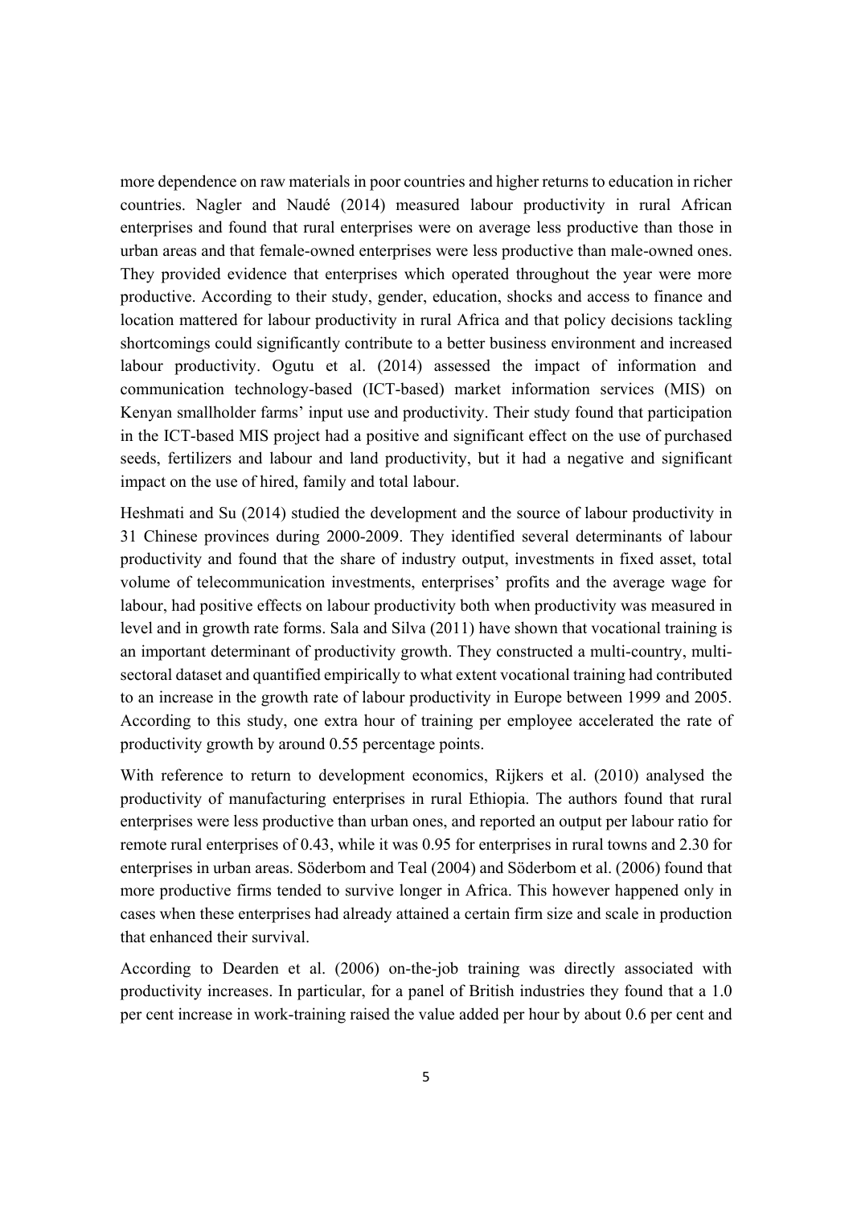more dependence on raw materials in poor countries and higher returns to education in richer countries. Nagler and Naudé (2014) measured labour productivity in rural African enterprises and found that rural enterprises were on average less productive than those in urban areas and that female-owned enterprises were less productive than male-owned ones. They provided evidence that enterprises which operated throughout the year were more productive. According to their study, gender, education, shocks and access to finance and location mattered for labour productivity in rural Africa and that policy decisions tackling shortcomings could significantly contribute to a better business environment and increased labour productivity. Ogutu et al. (2014) assessed the impact of information and communication technology-based (ICT-based) market information services (MIS) on Kenyan smallholder farms' input use and productivity. Their study found that participation in the ICT-based MIS project had a positive and significant effect on the use of purchased seeds, fertilizers and labour and land productivity, but it had a negative and significant impact on the use of hired, family and total labour.

Heshmati and Su (2014) studied the development and the source of labour productivity in 31 Chinese provinces during 2000-2009. They identified several determinants of labour productivity and found that the share of industry output, investments in fixed asset, total volume of telecommunication investments, enterprises' profits and the average wage for labour, had positive effects on labour productivity both when productivity was measured in level and in growth rate forms. Sala and Silva (2011) have shown that vocational training is an important determinant of productivity growth. They constructed a multi-country, multi-sectoral dataset and quantified empirically to what extent vocational training had contributed to an increase in the growth rate of labour productivity in Europe between 1999 and 2005. According to this study, one extra hour of training per employee accelerated the rate of productivity growth by around 0.55 percentage points.

With reference to return to development economics, Rijkers et al. (2010) analysed the productivity of manufacturing enterprises in rural Ethiopia. The authors found that rural enterprises were less productive than urban ones, and reported an output per labour ratio for remote rural enterprises of 0.43, while it was 0.95 for enterprises in rural towns and 2.30 for enterprises in urban areas. Söderbom and Teal (2004) and Söderbom et al. (2006) found that more productive firms tended to survive longer in Africa. This however happened only in cases when these enterprises had already attained a certain firm size and scale in production that enhanced their survival.

According to Dearden et al. (2006) on-the-job training was directly associated with productivity increases. In particular, for a panel of British industries they found that a 1.0 per cent increase in work-training raised the value added per hour by about 0.6 per cent and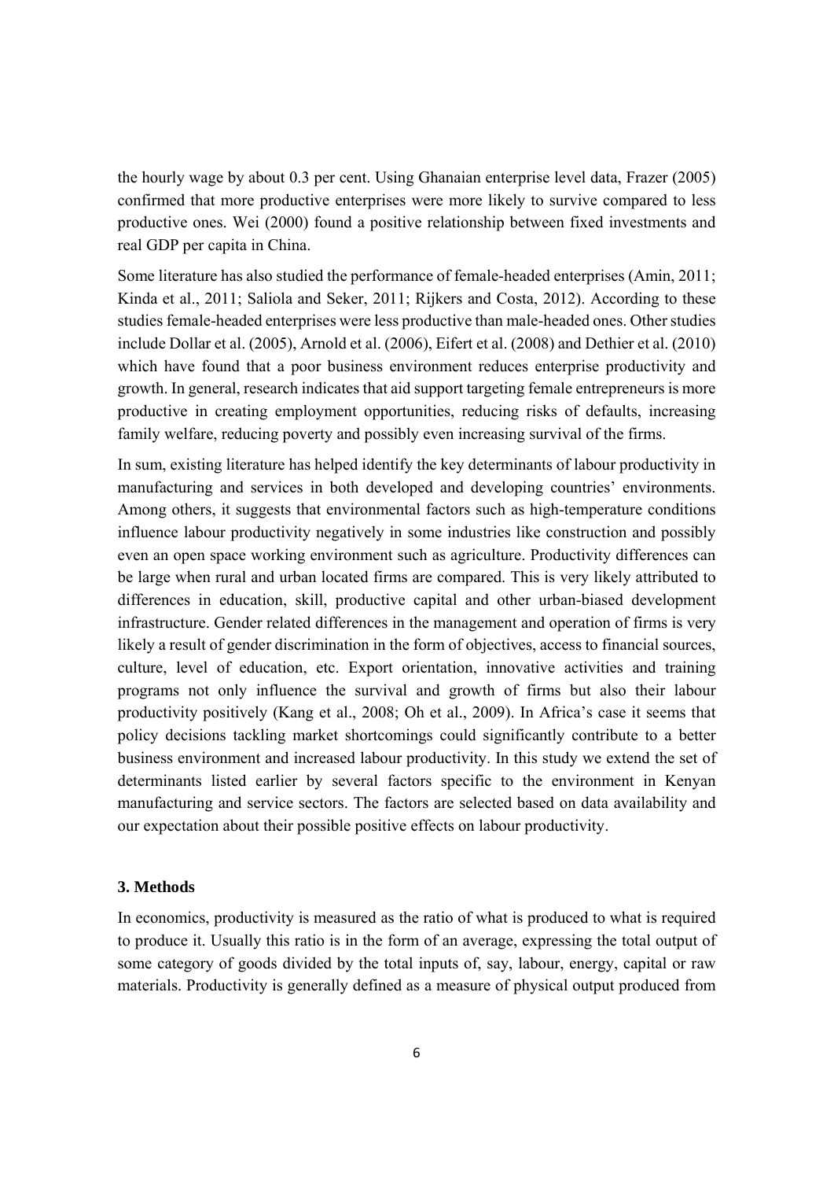the hourly wage by about 0.3 per cent. Using Ghanaian enterprise level data, Frazer (2005) confirmed that more productive enterprises were more likely to survive compared to less productive ones. Wei (2000) found a positive relationship between fixed investments and real GDP per capita in China.

Some literature has also studied the performance of female-headed enterprises (Amin, 2011; Kinda et al., 2011; Saliola and Seker, 2011; Rijkers and Costa, 2012). According to these studies female-headed enterprises were less productive than male-headed ones. Other studies include Dollar et al. (2005), Arnold et al. (2006), Eifert et al. (2008) and Dethier et al. (2010) which have found that a poor business environment reduces enterprise productivity and growth. In general, research indicates that aid support targeting female entrepreneurs is more productive in creating employment opportunities, reducing risks of defaults, increasing family welfare, reducing poverty and possibly even increasing survival of the firms.

In sum, existing literature has helped identify the key determinants of labour productivity in manufacturing and services in both developed and developing countries' environments. Among others, it suggests that environmental factors such as high-temperature conditions influence labour productivity negatively in some industries like construction and possibly even an open space working environment such as agriculture. Productivity differences can be large when rural and urban located firms are compared. This is very likely attributed to differences in education, skill, productive capital and other urban-biased development infrastructure. Gender related differences in the management and operation of firms is very likely a result of gender discrimination in the form of objectives, access to financial sources, culture, level of education, etc. Export orientation, innovative activities and training programs not only influence the survival and growth of firms but also their labour productivity positively (Kang et al., 2008; Oh et al., 2009). In Africa's case it seems that policy decisions tackling market shortcomings could significantly contribute to a better business environment and increased labour productivity. In this study we extend the set of determinants listed earlier by several factors specific to the environment in Kenyan manufacturing and service sectors. The factors are selected based on data availability and our expectation about their possible positive effects on labour productivity.

### 3. Methods

In economics, productivity is measured as the ratio of what is produced to what is required to produce it. Usually this ratio is in the form of an average, expressing the total output of some category of goods divided by the total inputs of, say, labour, energy, capital or raw materials. Productivity is generally defined as a measure of physical output produced from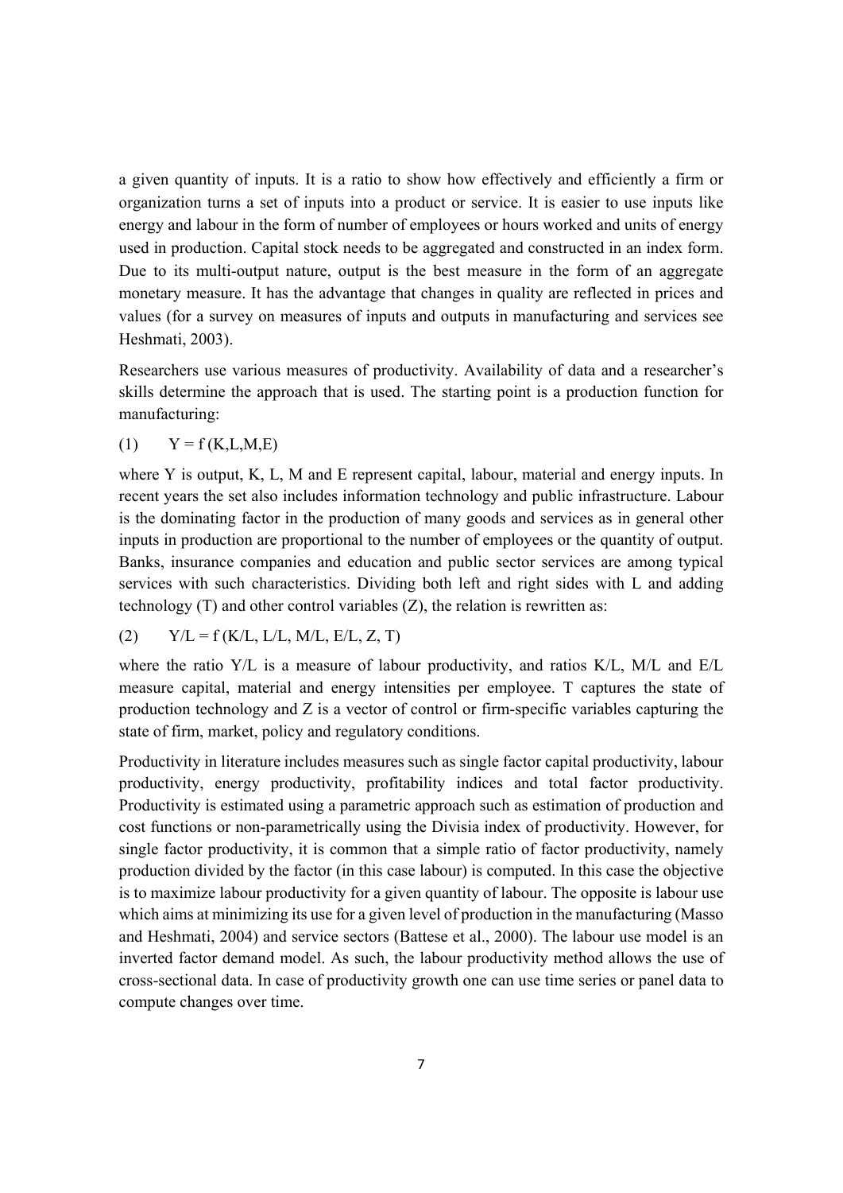a given quantity of inputs. It is a ratio to show how effectively and efficiently a firm or organization turns a set of inputs into a product or service. It is easier to use inputs like energy and labour in the form of number of employees or hours worked and units of energy used in production. Capital stock needs to be aggregated and constructed in an index form. Due to its multi-output nature, output is the best measure in the form of an aggregate monetary measure. It has the advantage that changes in quality are reflected in prices and values (for a survey on measures of inputs and outputs in manufacturing and services see Heshmati, 2003).

Researchers use various measures of productivity. Availability of data and a researcher's skills determine the approach that is used. The starting point is a production function for manufacturing:

(1) $Y = f(K,L,M,E)$

where Y is output, K, L, M and E represent capital, labour, material and energy inputs. In recent years the set also includes information technology and public infrastructure. Labour is the dominating factor in the production of many goods and services as in general other inputs in production are proportional to the number of employees or the quantity of output. Banks, insurance companies and education and public sector services are among typical services with such characteristics. Dividing both left and right sides with L and adding technology (T) and other control variables (Z), the relation is rewritten as:

(2) $Y/L = f(K/L, L/L, M/L, E/L, Z, T)$

where the ratio Y/L is a measure of labour productivity, and ratios K/L, M/L and E/L measure capital, material and energy intensities per employee. T captures the state of production technology and Z is a vector of control or firm-specific variables capturing the state of firm, market, policy and regulatory conditions.

Productivity in literature includes measures such as single factor capital productivity, labour productivity, energy productivity, profitability indices and total factor productivity. Productivity is estimated using a parametric approach such as estimation of production and cost functions or non-parametrically using the Divisia index of productivity. However, for single factor productivity, it is common that a simple ratio of factor productivity, namely production divided by the factor (in this case labour) is computed. In this case the objective is to maximize labour productivity for a given quantity of labour. The opposite is labour use which aims at minimizing its use for a given level of production in the manufacturing (Masso and Heshmati, 2004) and service sectors (Battese et al., 2000). The labour use model is an inverted factor demand model. As such, the labour productivity method allows the use of cross-sectional data. In case of productivity growth one can use time series or panel data to compute changes over time.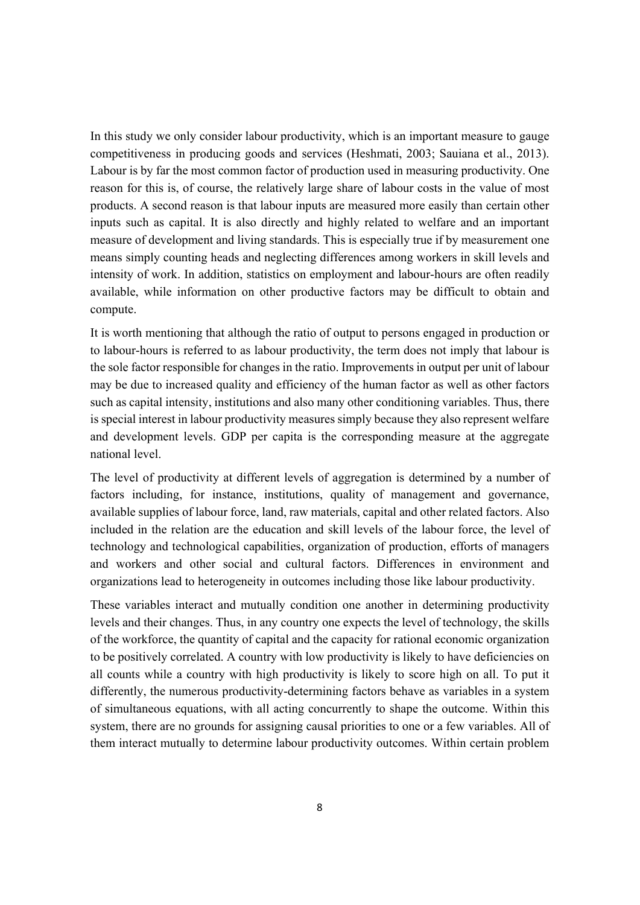In this study we only consider labour productivity, which is an important measure to gauge competitiveness in producing goods and services (Heshmati, 2003; Sauiana et al., 2013). Labour is by far the most common factor of production used in measuring productivity. One reason for this is, of course, the relatively large share of labour costs in the value of most products. A second reason is that labour inputs are measured more easily than certain other inputs such as capital. It is also directly and highly related to welfare and an important measure of development and living standards. This is especially true if by measurement one means simply counting heads and neglecting differences among workers in skill levels and intensity of work. In addition, statistics on employment and labour-hours are often readily available, while information on other productive factors may be difficult to obtain and compute.

It is worth mentioning that although the ratio of output to persons engaged in production or to labour-hours is referred to as labour productivity, the term does not imply that labour is the sole factor responsible for changes in the ratio. Improvements in output per unit of labour may be due to increased quality and efficiency of the human factor as well as other factors such as capital intensity, institutions and also many other conditioning variables. Thus, there is special interest in labour productivity measures simply because they also represent welfare and development levels. GDP per capita is the corresponding measure at the aggregate national level.

The level of productivity at different levels of aggregation is determined by a number of factors including, for instance, institutions, quality of management and governance, available supplies of labour force, land, raw materials, capital and other related factors. Also included in the relation are the education and skill levels of the labour force, the level of technology and technological capabilities, organization of production, efforts of managers and workers and other social and cultural factors. Differences in environment and organizations lead to heterogeneity in outcomes including those like labour productivity.

These variables interact and mutually condition one another in determining productivity levels and their changes. Thus, in any country one expects the level of technology, the skills of the workforce, the quantity of capital and the capacity for rational economic organization to be positively correlated. A country with low productivity is likely to have deficiencies on all counts while a country with high productivity is likely to score high on all. To put it differently, the numerous productivity-determining factors behave as variables in a system of simultaneous equations, with all acting concurrently to shape the outcome. Within this system, there are no grounds for assigning causal priorities to one or a few variables. All of them interact mutually to determine labour productivity outcomes. Within certain problem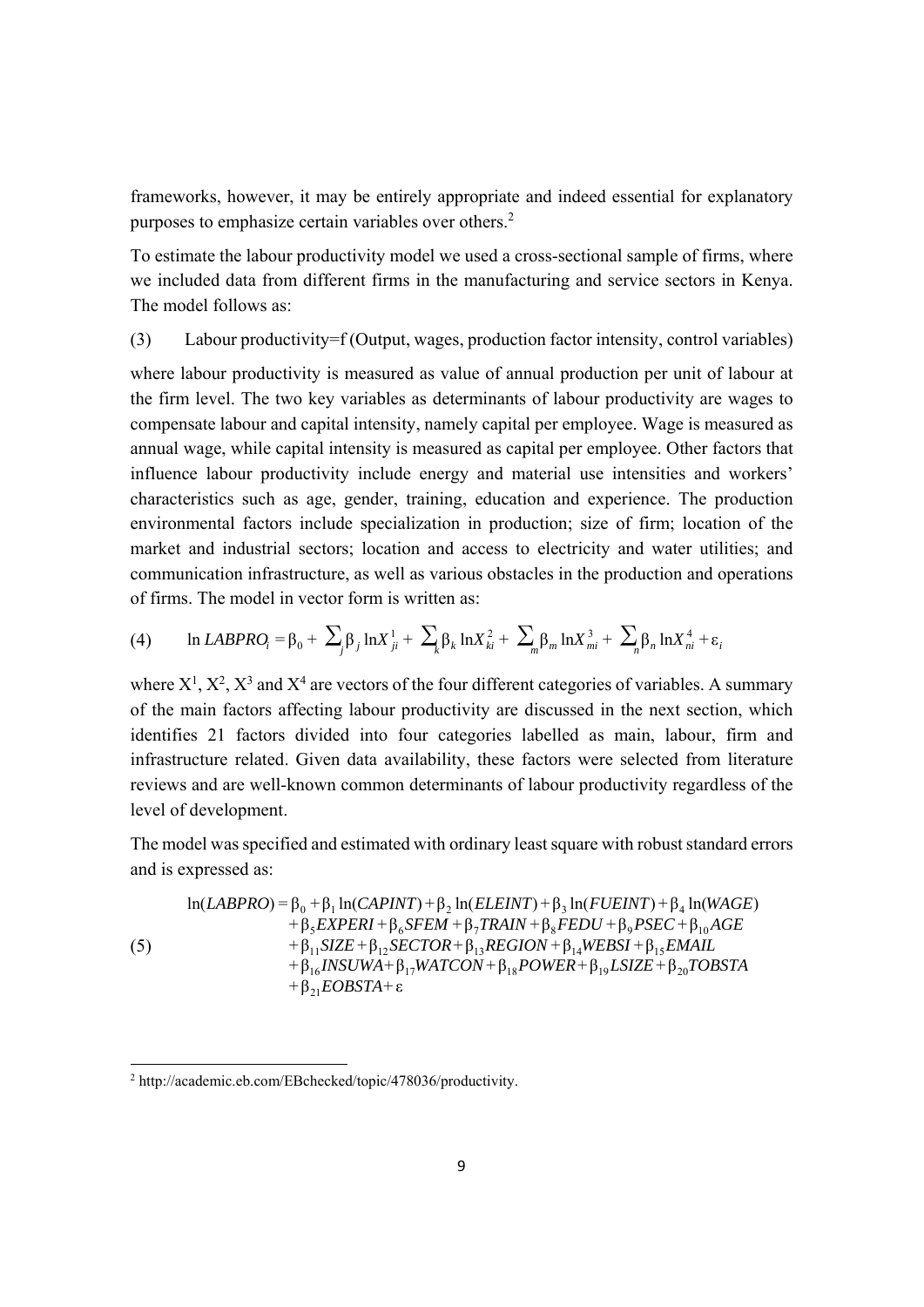frameworks, however, it may be entirely appropriate and indeed essential for explanatory purposes to emphasize certain variables over others.[2]

To estimate the labour productivity model we used a cross-sectional sample of firms, where we included data from different firms in the manufacturing and service sectors in Kenya. The model follows as:

(3) Labour productivity=f (Output, wages, production factor intensity, control variables)

where labour productivity is measured as value of annual production per unit of labour at the firm level. The two key variables as determinants of labour productivity are wages to compensate labour and capital intensity, namely capital per employee. Wage is measured as annual wage, while capital intensity is measured as capital per employee. Other factors that influence labour productivity include energy and material use intensities and workers' characteristics such as age, gender, training, education and experience. The production environmental factors include specialization in production; size of firm; location of the market and industrial sectors; location and access to electricity and water utilities; and communication infrastructure, as well as various obstacles in the production and operations of firms. The model in vector form is written as:

$$\ln LABPRO_i = \beta_0 + \sum_j \beta_j \ln X^1_{ji} + \sum_k \beta_k \ln X^2_{ki} + \sum_m \beta_m \ln X^3_{mi} + \sum_n \beta_n \ln X^4_{ni} + \varepsilon_i \quad (4)$$

where $X^1$, $X^2$, $X^3$ and $X^4$ are vectors of the four different categories of variables. A summary of the main factors affecting labour productivity are discussed in the next section, which identifies 21 factors divided into four categories labelled as main, labour, firm and infrastructure related. Given data availability, these factors were selected from literature reviews and are well-known common determinants of labour productivity regardless of the level of development.

The model was specified and estimated with ordinary least square with robust standard errors and is expressed as:

$$\begin{aligned} \ln(LABPRO) = {} & \beta_0 + \beta_1 \ln(CAPINT) + \beta_2 \ln(ELEINT) + \beta_3 \ln(FUEINT) + \beta_4 \ln(WAGE) \\ & + \beta_5 EXPERI + \beta_6 SFEM + \beta_7 TRAIN + \beta_8 FEDU + \beta_9 PSEC + \beta_{10} AGE \\ & + \beta_{11} SIZE + \beta_{12} SECTOR + \beta_{13} REGION + \beta_{14} WEBSI + \beta_{15} EMAIL \\ & + \beta_{16} INSUWA + \beta_{17} WATCON + \beta_{18} POWER + \beta_{19} LSIZE + \beta_{20} TOBSTA \\ & + \beta_{21} EOBSTA + \varepsilon \end{aligned} \quad (5)$$

[2] http://academic.eb.com/EBchecked/topic/478036/productivity.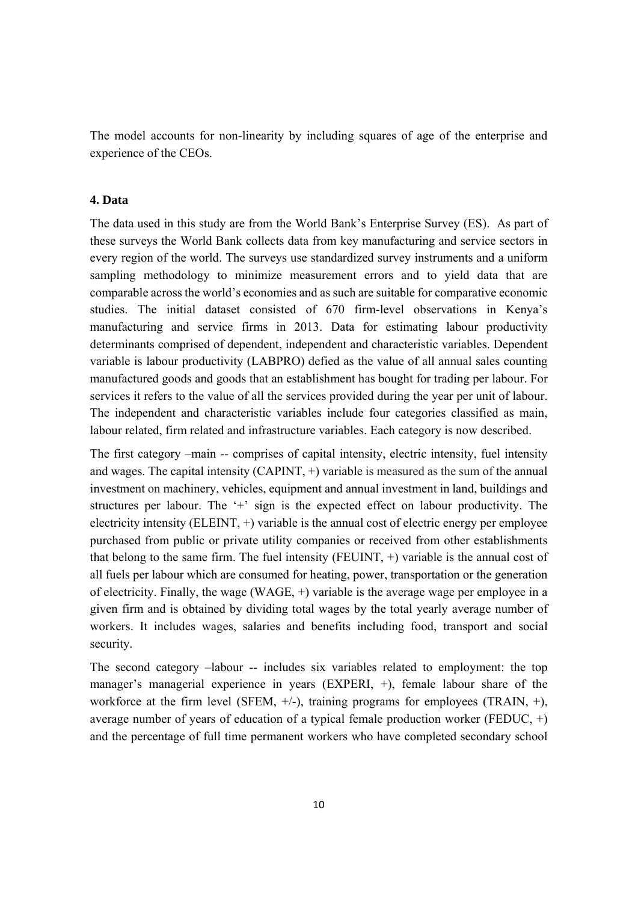The model accounts for non-linearity by including squares of age of the enterprise and experience of the CEOs.

### 4. Data

The data used in this study are from the World Bank's Enterprise Survey (ES). As part of these surveys the World Bank collects data from key manufacturing and service sectors in every region of the world. The surveys use standardized survey instruments and a uniform sampling methodology to minimize measurement errors and to yield data that are comparable across the world's economies and as such are suitable for comparative economic studies. The initial dataset consisted of 670 firm-level observations in Kenya's manufacturing and service firms in 2013. Data for estimating labour productivity determinants comprised of dependent, independent and characteristic variables. Dependent variable is labour productivity (LABPRO) defied as the value of all annual sales counting manufactured goods and goods that an establishment has bought for trading per labour. For services it refers to the value of all the services provided during the year per unit of labour. The independent and characteristic variables include four categories classified as main, labour related, firm related and infrastructure variables. Each category is now described.

The first category –main -- comprises of capital intensity, electric intensity, fuel intensity and wages. The capital intensity (CAPINT, +) variable is measured as the sum of the annual investment on machinery, vehicles, equipment and annual investment in land, buildings and structures per labour. The '+' sign is the expected effect on labour productivity. The electricity intensity (ELEINT, +) variable is the annual cost of electric energy per employee purchased from public or private utility companies or received from other establishments that belong to the same firm. The fuel intensity (FEUINT, +) variable is the annual cost of all fuels per labour which are consumed for heating, power, transportation or the generation of electricity. Finally, the wage (WAGE, +) variable is the average wage per employee in a given firm and is obtained by dividing total wages by the total yearly average number of workers. It includes wages, salaries and benefits including food, transport and social security.

The second category –labour -- includes six variables related to employment: the top manager's managerial experience in years (EXPERI, +), female labour share of the workforce at the firm level (SFEM, +/-), training programs for employees (TRAIN, +), average number of years of education of a typical female production worker (FEDUC, +) and the percentage of full time permanent workers who have completed secondary school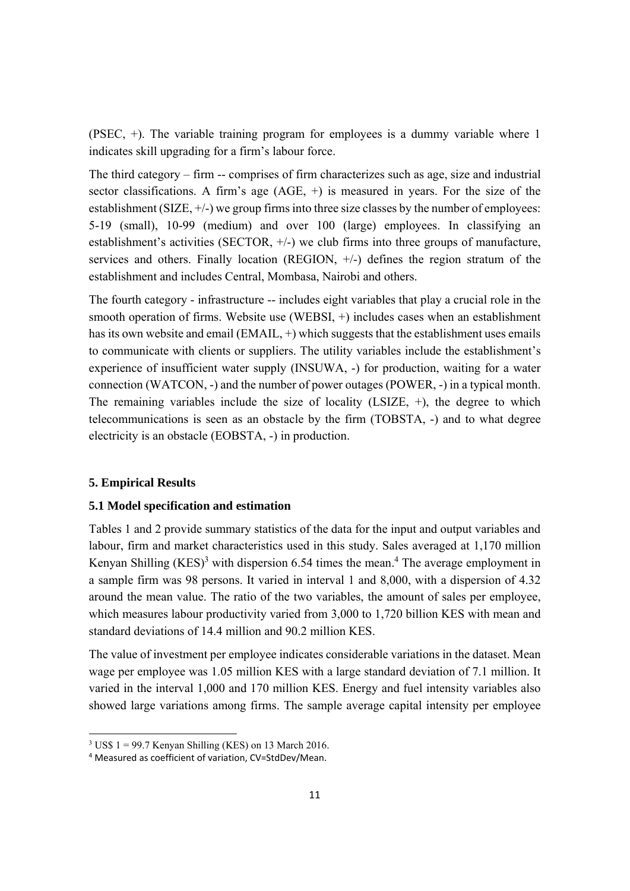(PSEC, +). The variable training program for employees is a dummy variable where 1 indicates skill upgrading for a firm's labour force.

The third category – firm -- comprises of firm characterizes such as age, size and industrial sector classifications. A firm's age (AGE, +) is measured in years. For the size of the establishment (SIZE, +/-) we group firms into three size classes by the number of employees: 5-19 (small), 10-99 (medium) and over 100 (large) employees. In classifying an establishment's activities (SECTOR, +/-) we club firms into three groups of manufacture, services and others. Finally location (REGION, +/-) defines the region stratum of the establishment and includes Central, Mombasa, Nairobi and others.

The fourth category - infrastructure -- includes eight variables that play a crucial role in the smooth operation of firms. Website use (WEBSI, +) includes cases when an establishment has its own website and email (EMAIL, +) which suggests that the establishment uses emails to communicate with clients or suppliers. The utility variables include the establishment's experience of insufficient water supply (INSUWA, -) for production, waiting for a water connection (WATCON, -) and the number of power outages (POWER, -) in a typical month. The remaining variables include the size of locality (LSIZE, +), the degree to which telecommunications is seen as an obstacle by the firm (TOBSTA, -) and to what degree electricity is an obstacle (EOBSTA, -) in production.

## 5. Empirical Results

### 5.1 Model specification and estimation

Tables 1 and 2 provide summary statistics of the data for the input and output variables and labour, firm and market characteristics used in this study. Sales averaged at 1,170 million Kenyan Shilling (KES)[3] with dispersion 6.54 times the mean.[4] The average employment in a sample firm was 98 persons. It varied in interval 1 and 8,000, with a dispersion of 4.32 around the mean value. The ratio of the two variables, the amount of sales per employee, which measures labour productivity varied from 3,000 to 1,720 billion KES with mean and standard deviations of 14.4 million and 90.2 million KES.

The value of investment per employee indicates considerable variations in the dataset. Mean wage per employee was 1.05 million KES with a large standard deviation of 7.1 million. It varied in the interval 1,000 and 170 million KES. Energy and fuel intensity variables also showed large variations among firms. The sample average capital intensity per employee

---

[3] US$ 1 = 99.7 Kenyan Shilling (KES) on 13 March 2016.

[4] Measured as coefficient of variation, CV=StdDev/Mean.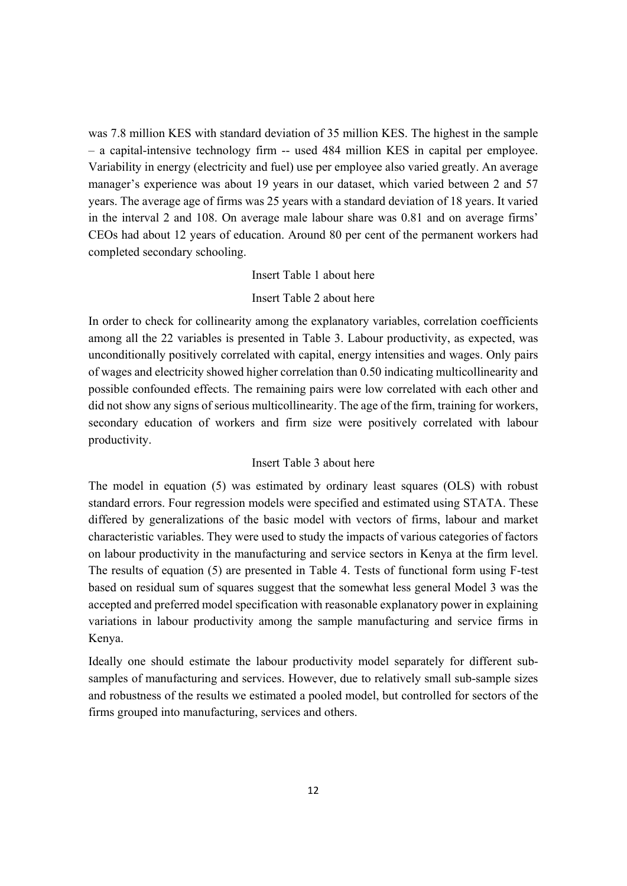was 7.8 million KES with standard deviation of 35 million KES. The highest in the sample – a capital-intensive technology firm -- used 484 million KES in capital per employee. Variability in energy (electricity and fuel) use per employee also varied greatly. An average manager's experience was about 19 years in our dataset, which varied between 2 and 57 years. The average age of firms was 25 years with a standard deviation of 18 years. It varied in the interval 2 and 108. On average male labour share was 0.81 and on average firms' CEOs had about 12 years of education. Around 80 per cent of the permanent workers had completed secondary schooling.

Insert Table 1 about here

Insert Table 2 about here

In order to check for collinearity among the explanatory variables, correlation coefficients among all the 22 variables is presented in Table 3. Labour productivity, as expected, was unconditionally positively correlated with capital, energy intensities and wages. Only pairs of wages and electricity showed higher correlation than 0.50 indicating multicollinearity and possible confounded effects. The remaining pairs were low correlated with each other and did not show any signs of serious multicollinearity. The age of the firm, training for workers, secondary education of workers and firm size were positively correlated with labour productivity.

Insert Table 3 about here

The model in equation (5) was estimated by ordinary least squares (OLS) with robust standard errors. Four regression models were specified and estimated using STATA. These differed by generalizations of the basic model with vectors of firms, labour and market characteristic variables. They were used to study the impacts of various categories of factors on labour productivity in the manufacturing and service sectors in Kenya at the firm level. The results of equation (5) are presented in Table 4. Tests of functional form using F-test based on residual sum of squares suggest that the somewhat less general Model 3 was the accepted and preferred model specification with reasonable explanatory power in explaining variations in labour productivity among the sample manufacturing and service firms in Kenya.

Ideally one should estimate the labour productivity model separately for different sub-samples of manufacturing and services. However, due to relatively small sub-sample sizes and robustness of the results we estimated a pooled model, but controlled for sectors of the firms grouped into manufacturing, services and others.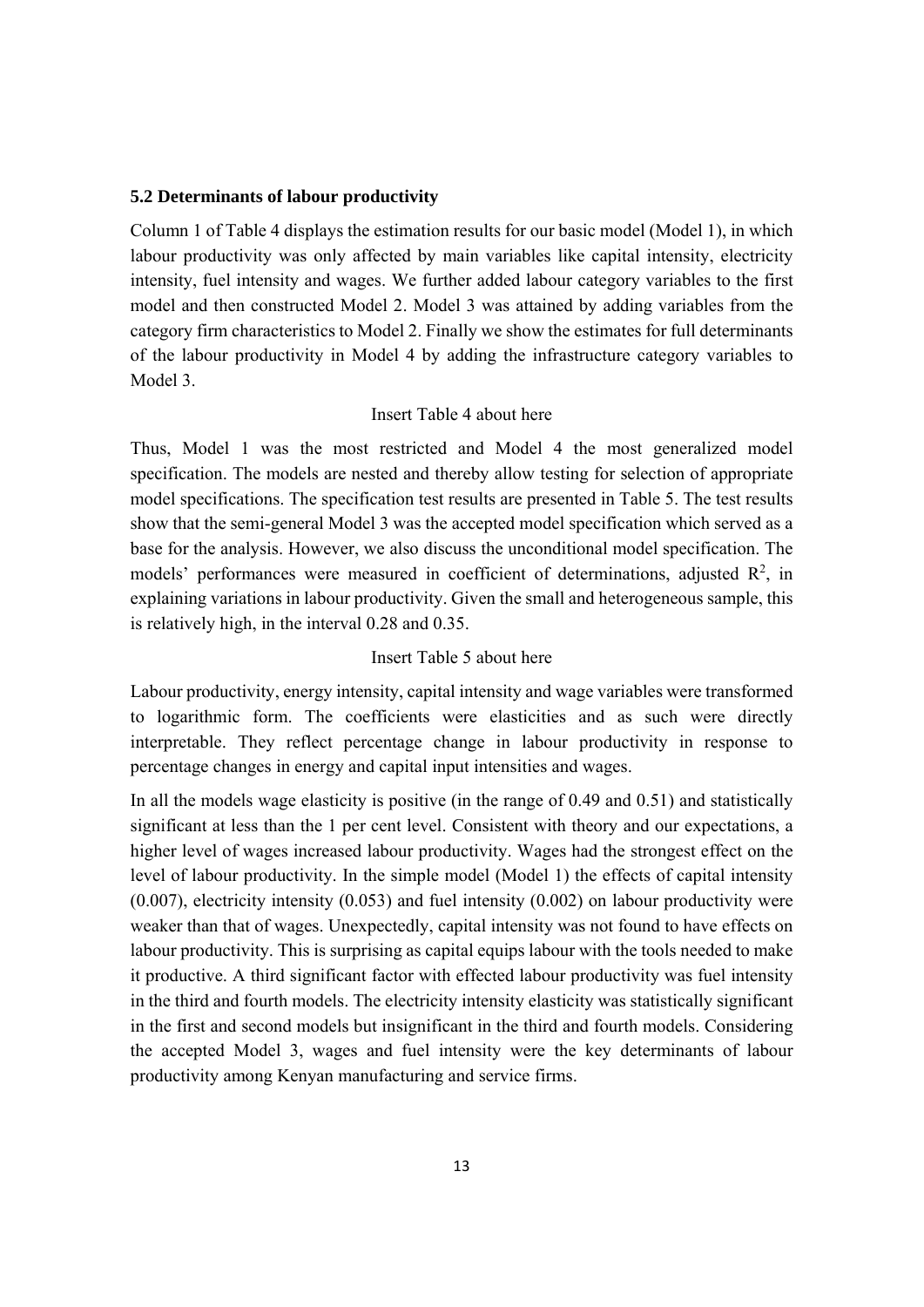### 5.2 Determinants of labour productivity

Column 1 of Table 4 displays the estimation results for our basic model (Model 1), in which labour productivity was only affected by main variables like capital intensity, electricity intensity, fuel intensity and wages. We further added labour category variables to the first model and then constructed Model 2. Model 3 was attained by adding variables from the category firm characteristics to Model 2. Finally we show the estimates for full determinants of the labour productivity in Model 4 by adding the infrastructure category variables to Model 3.

Insert Table 4 about here

Thus, Model 1 was the most restricted and Model 4 the most generalized model specification. The models are nested and thereby allow testing for selection of appropriate model specifications. The specification test results are presented in Table 5. The test results show that the semi-general Model 3 was the accepted model specification which served as a base for the analysis. However, we also discuss the unconditional model specification. The models' performances were measured in coefficient of determinations, adjusted $R^2$, in explaining variations in labour productivity. Given the small and heterogeneous sample, this is relatively high, in the interval 0.28 and 0.35.

Insert Table 5 about here

Labour productivity, energy intensity, capital intensity and wage variables were transformed to logarithmic form. The coefficients were elasticities and as such were directly interpretable. They reflect percentage change in labour productivity in response to percentage changes in energy and capital input intensities and wages.

In all the models wage elasticity is positive (in the range of 0.49 and 0.51) and statistically significant at less than the 1 per cent level. Consistent with theory and our expectations, a higher level of wages increased labour productivity. Wages had the strongest effect on the level of labour productivity. In the simple model (Model 1) the effects of capital intensity (0.007), electricity intensity (0.053) and fuel intensity (0.002) on labour productivity were weaker than that of wages. Unexpectedly, capital intensity was not found to have effects on labour productivity. This is surprising as capital equips labour with the tools needed to make it productive. A third significant factor with effected labour productivity was fuel intensity in the third and fourth models. The electricity intensity elasticity was statistically significant in the first and second models but insignificant in the third and fourth models. Considering the accepted Model 3, wages and fuel intensity were the key determinants of labour productivity among Kenyan manufacturing and service firms.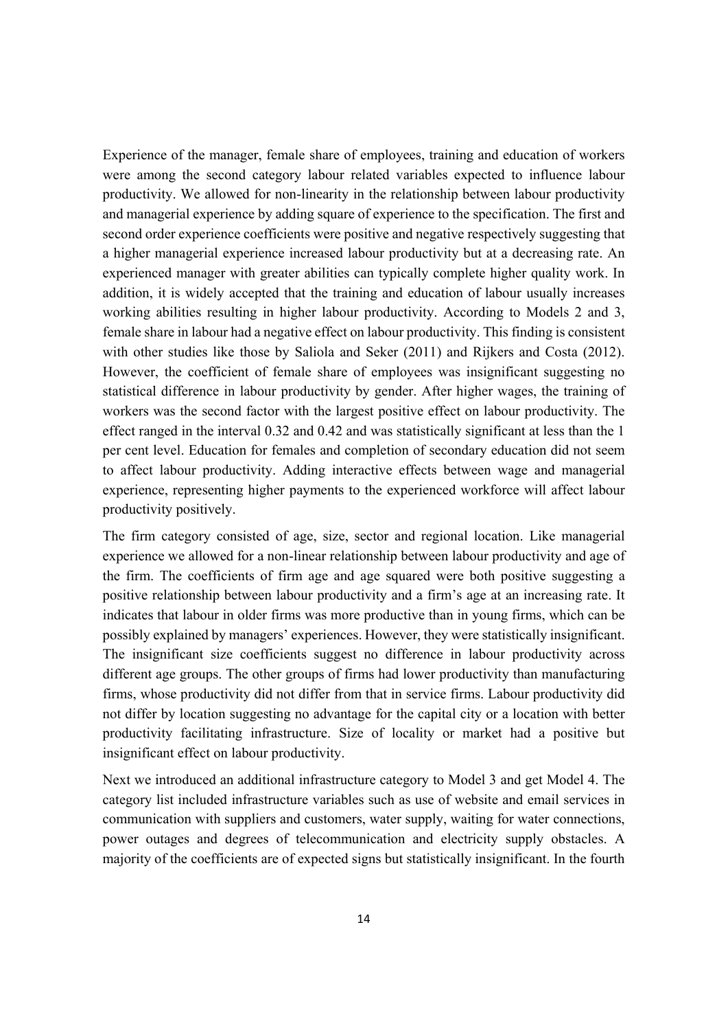Experience of the manager, female share of employees, training and education of workers were among the second category labour related variables expected to influence labour productivity. We allowed for non-linearity in the relationship between labour productivity and managerial experience by adding square of experience to the specification. The first and second order experience coefficients were positive and negative respectively suggesting that a higher managerial experience increased labour productivity but at a decreasing rate. An experienced manager with greater abilities can typically complete higher quality work. In addition, it is widely accepted that the training and education of labour usually increases working abilities resulting in higher labour productivity. According to Models 2 and 3, female share in labour had a negative effect on labour productivity. This finding is consistent with other studies like those by Saliola and Seker (2011) and Rijkers and Costa (2012). However, the coefficient of female share of employees was insignificant suggesting no statistical difference in labour productivity by gender. After higher wages, the training of workers was the second factor with the largest positive effect on labour productivity. The effect ranged in the interval 0.32 and 0.42 and was statistically significant at less than the 1 per cent level. Education for females and completion of secondary education did not seem to affect labour productivity. Adding interactive effects between wage and managerial experience, representing higher payments to the experienced workforce will affect labour productivity positively.

The firm category consisted of age, size, sector and regional location. Like managerial experience we allowed for a non-linear relationship between labour productivity and age of the firm. The coefficients of firm age and age squared were both positive suggesting a positive relationship between labour productivity and a firm's age at an increasing rate. It indicates that labour in older firms was more productive than in young firms, which can be possibly explained by managers' experiences. However, they were statistically insignificant. The insignificant size coefficients suggest no difference in labour productivity across different age groups. The other groups of firms had lower productivity than manufacturing firms, whose productivity did not differ from that in service firms. Labour productivity did not differ by location suggesting no advantage for the capital city or a location with better productivity facilitating infrastructure. Size of locality or market had a positive but insignificant effect on labour productivity.

Next we introduced an additional infrastructure category to Model 3 and get Model 4. The category list included infrastructure variables such as use of website and email services in communication with suppliers and customers, water supply, waiting for water connections, power outages and degrees of telecommunication and electricity supply obstacles. A majority of the coefficients are of expected signs but statistically insignificant. In the fourth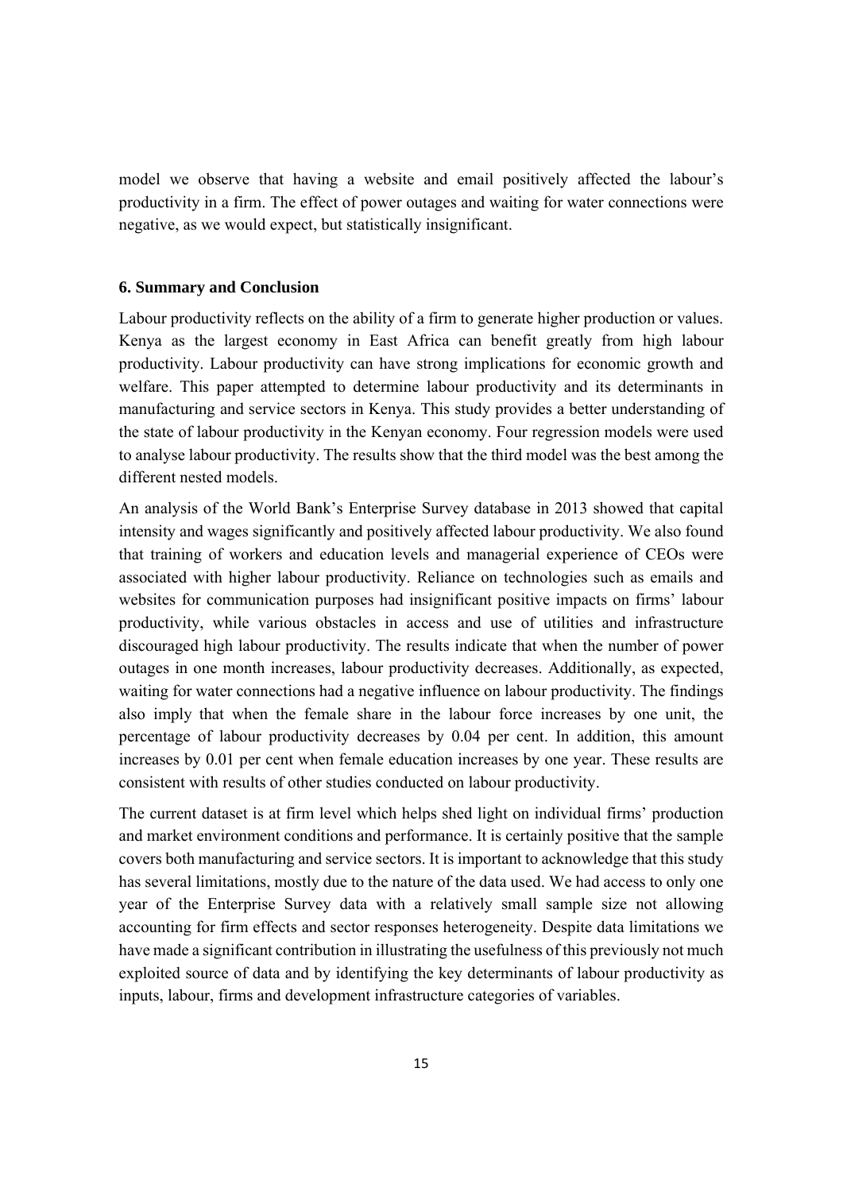model we observe that having a website and email positively affected the labour's productivity in a firm. The effect of power outages and waiting for water connections were negative, as we would expect, but statistically insignificant.

### 6. Summary and Conclusion

Labour productivity reflects on the ability of a firm to generate higher production or values. Kenya as the largest economy in East Africa can benefit greatly from high labour productivity. Labour productivity can have strong implications for economic growth and welfare. This paper attempted to determine labour productivity and its determinants in manufacturing and service sectors in Kenya. This study provides a better understanding of the state of labour productivity in the Kenyan economy. Four regression models were used to analyse labour productivity. The results show that the third model was the best among the different nested models.

An analysis of the World Bank's Enterprise Survey database in 2013 showed that capital intensity and wages significantly and positively affected labour productivity. We also found that training of workers and education levels and managerial experience of CEOs were associated with higher labour productivity. Reliance on technologies such as emails and websites for communication purposes had insignificant positive impacts on firms' labour productivity, while various obstacles in access and use of utilities and infrastructure discouraged high labour productivity. The results indicate that when the number of power outages in one month increases, labour productivity decreases. Additionally, as expected, waiting for water connections had a negative influence on labour productivity. The findings also imply that when the female share in the labour force increases by one unit, the percentage of labour productivity decreases by 0.04 per cent. In addition, this amount increases by 0.01 per cent when female education increases by one year. These results are consistent with results of other studies conducted on labour productivity.

The current dataset is at firm level which helps shed light on individual firms' production and market environment conditions and performance. It is certainly positive that the sample covers both manufacturing and service sectors. It is important to acknowledge that this study has several limitations, mostly due to the nature of the data used. We had access to only one year of the Enterprise Survey data with a relatively small sample size not allowing accounting for firm effects and sector responses heterogeneity. Despite data limitations we have made a significant contribution in illustrating the usefulness of this previously not much exploited source of data and by identifying the key determinants of labour productivity as inputs, labour, firms and development infrastructure categories of variables.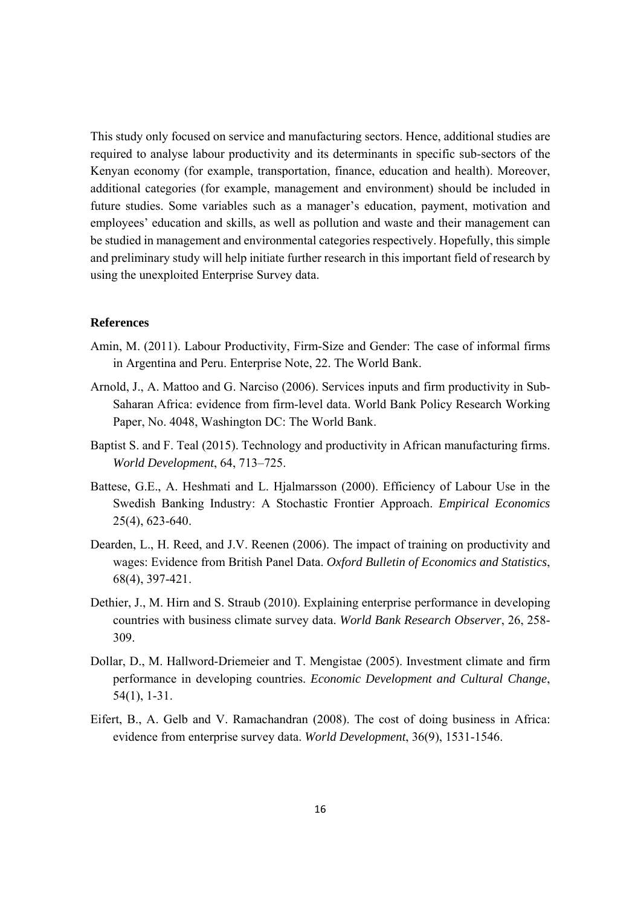This study only focused on service and manufacturing sectors. Hence, additional studies are required to analyse labour productivity and its determinants in specific sub-sectors of the Kenyan economy (for example, transportation, finance, education and health). Moreover, additional categories (for example, management and environment) should be included in future studies. Some variables such as a manager's education, payment, motivation and employees' education and skills, as well as pollution and waste and their management can be studied in management and environmental categories respectively. Hopefully, this simple and preliminary study will help initiate further research in this important field of research by using the unexploited Enterprise Survey data.

## References

Amin, M. (2011). Labour Productivity, Firm-Size and Gender: The case of informal firms in Argentina and Peru. Enterprise Note, 22. The World Bank.

Arnold, J., A. Mattoo and G. Narciso (2006). Services inputs and firm productivity in Sub-Saharan Africa: evidence from firm-level data. World Bank Policy Research Working Paper, No. 4048, Washington DC: The World Bank.

Baptist S. and F. Teal (2015). Technology and productivity in African manufacturing firms. *World Development*, 64, 713–725.

Battese, G.E., A. Heshmati and L. Hjalmarsson (2000). Efficiency of Labour Use in the Swedish Banking Industry: A Stochastic Frontier Approach. *Empirical Economics* 25(4), 623-640.

Dearden, L., H. Reed, and J.V. Reenen (2006). The impact of training on productivity and wages: Evidence from British Panel Data. *Oxford Bulletin of Economics and Statistics*, 68(4), 397-421.

Dethier, J., M. Hirn and S. Straub (2010). Explaining enterprise performance in developing countries with business climate survey data. *World Bank Research Observer*, 26, 258-309.

Dollar, D., M. Hallword-Driemeier and T. Mengistae (2005). Investment climate and firm performance in developing countries. *Economic Development and Cultural Change*, 54(1), 1-31.

Eifert, B., A. Gelb and V. Ramachandran (2008). The cost of doing business in Africa: evidence from enterprise survey data. *World Development*, 36(9), 1531-1546.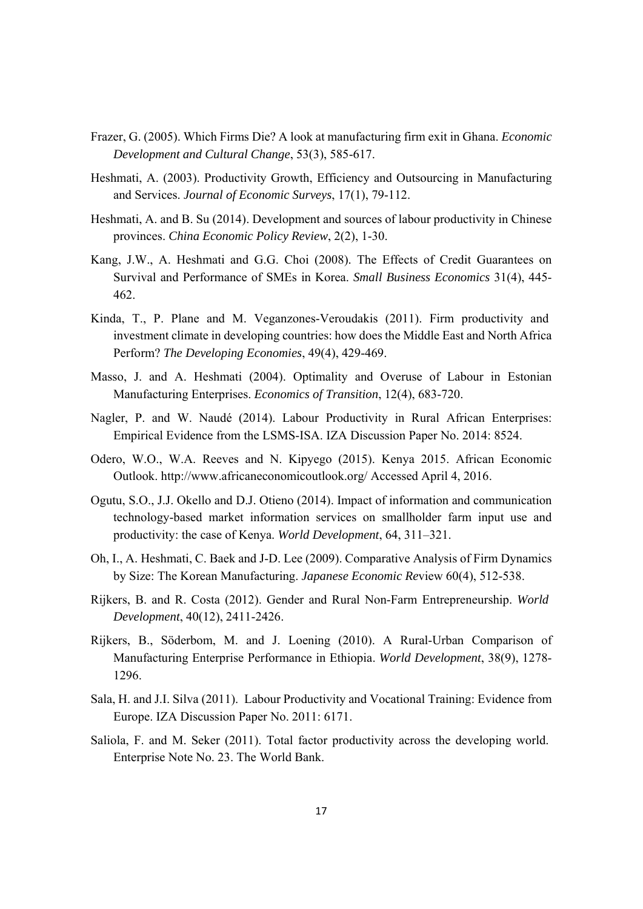Frazer, G. (2005). Which Firms Die? A look at manufacturing firm exit in Ghana. *Economic Development and Cultural Change*, 53(3), 585-617.

Heshmati, A. (2003). Productivity Growth, Efficiency and Outsourcing in Manufacturing and Services. *Journal of Economic Surveys*, 17(1), 79-112.

Heshmati, A. and B. Su (2014). Development and sources of labour productivity in Chinese provinces. *China Economic Policy Review*, 2(2), 1-30.

Kang, J.W., A. Heshmati and G.G. Choi (2008). The Effects of Credit Guarantees on Survival and Performance of SMEs in Korea. *Small Business Economics* 31(4), 445-462.

Kinda, T., P. Plane and M. Veganzones-Veroudakis (2011). Firm productivity and investment climate in developing countries: how does the Middle East and North Africa Perform? *The Developing Economies*, 49(4), 429-469.

Masso, J. and A. Heshmati (2004). Optimality and Overuse of Labour in Estonian Manufacturing Enterprises. *Economics of Transition*, 12(4), 683-720.

Nagler, P. and W. Naudé (2014). Labour Productivity in Rural African Enterprises: Empirical Evidence from the LSMS-ISA. IZA Discussion Paper No. 2014: 8524.

Odero, W.O., W.A. Reeves and N. Kipyego (2015). Kenya 2015. African Economic Outlook. http://www.africaneconomicoutlook.org/ Accessed April 4, 2016.

Ogutu, S.O., J.J. Okello and D.J. Otieno (2014). Impact of information and communication technology-based market information services on smallholder farm input use and productivity: the case of Kenya. *World Development*, 64, 311–321.

Oh, I., A. Heshmati, C. Baek and J-D. Lee (2009). Comparative Analysis of Firm Dynamics by Size: The Korean Manufacturing. *Japanese Economic Re*view 60(4), 512-538.

Rijkers, B. and R. Costa (2012). Gender and Rural Non-Farm Entrepreneurship. *World Development*, 40(12), 2411-2426.

Rijkers, B., Söderbom, M. and J. Loening (2010). A Rural-Urban Comparison of Manufacturing Enterprise Performance in Ethiopia. *World Development*, 38(9), 1278-1296.

Sala, H. and J.I. Silva (2011). Labour Productivity and Vocational Training: Evidence from Europe. IZA Discussion Paper No. 2011: 6171.

Saliola, F. and M. Seker (2011). Total factor productivity across the developing world. Enterprise Note No. 23. The World Bank.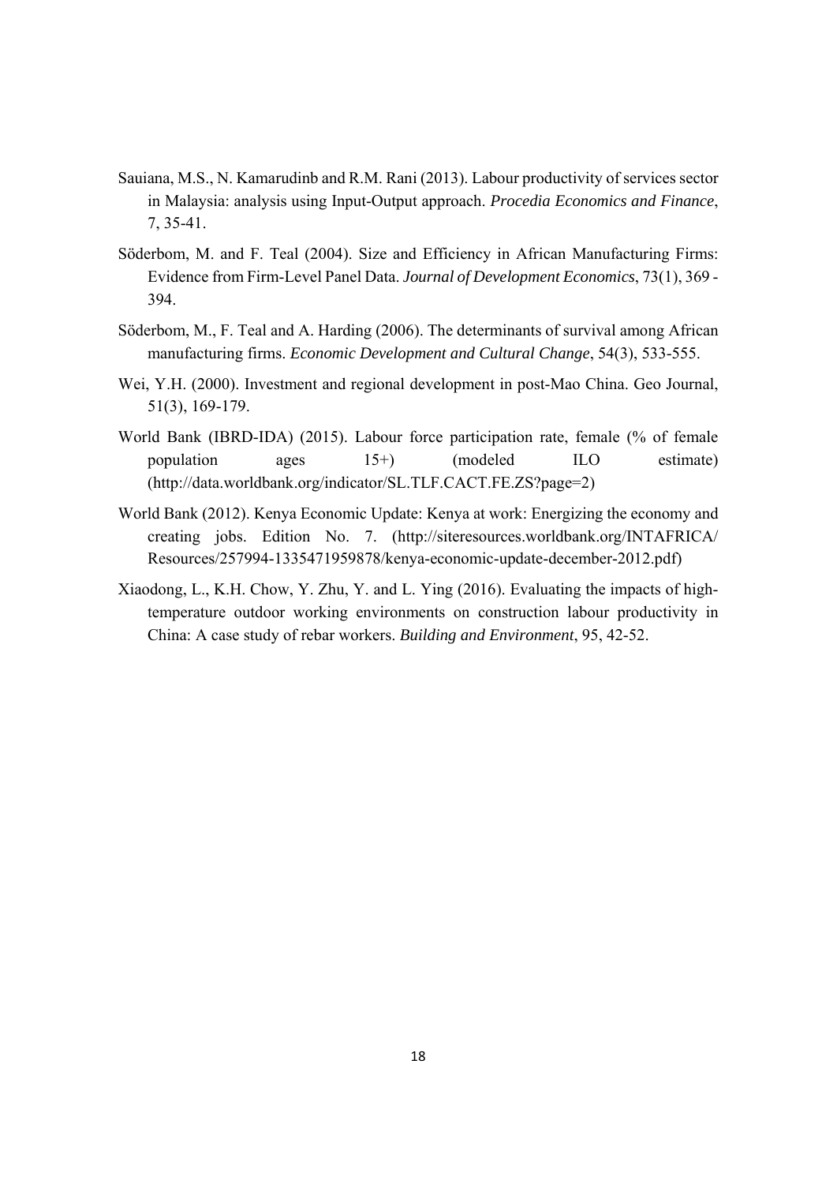Sauiana, M.S., N. Kamarudinb and R.M. Rani (2013). Labour productivity of services sector in Malaysia: analysis using Input-Output approach. *Procedia Economics and Finance*, 7, 35-41.

Söderbom, M. and F. Teal (2004). Size and Efficiency in African Manufacturing Firms: Evidence from Firm-Level Panel Data. *Journal of Development Economics*, 73(1), 369 - 394.

Söderbom, M., F. Teal and A. Harding (2006). The determinants of survival among African manufacturing firms. *Economic Development and Cultural Change*, 54(3), 533-555.

Wei, Y.H. (2000). Investment and regional development in post-Mao China. Geo Journal, 51(3), 169-179.

World Bank (IBRD-IDA) (2015). Labour force participation rate, female (% of female population ages 15+) (modeled ILO estimate) (http://data.worldbank.org/indicator/SL.TLF.CACT.FE.ZS?page=2)

World Bank (2012). Kenya Economic Update: Kenya at work: Energizing the economy and creating jobs. Edition No. 7. (http://siteresources.worldbank.org/INTAFRICA/Resources/257994-1335471959878/kenya-economic-update-december-2012.pdf)

Xiaodong, L., K.H. Chow, Y. Zhu, Y. and L. Ying (2016). Evaluating the impacts of high-temperature outdoor working environments on construction labour productivity in China: A case study of rebar workers. *Building and Environment*, 95, 42-52.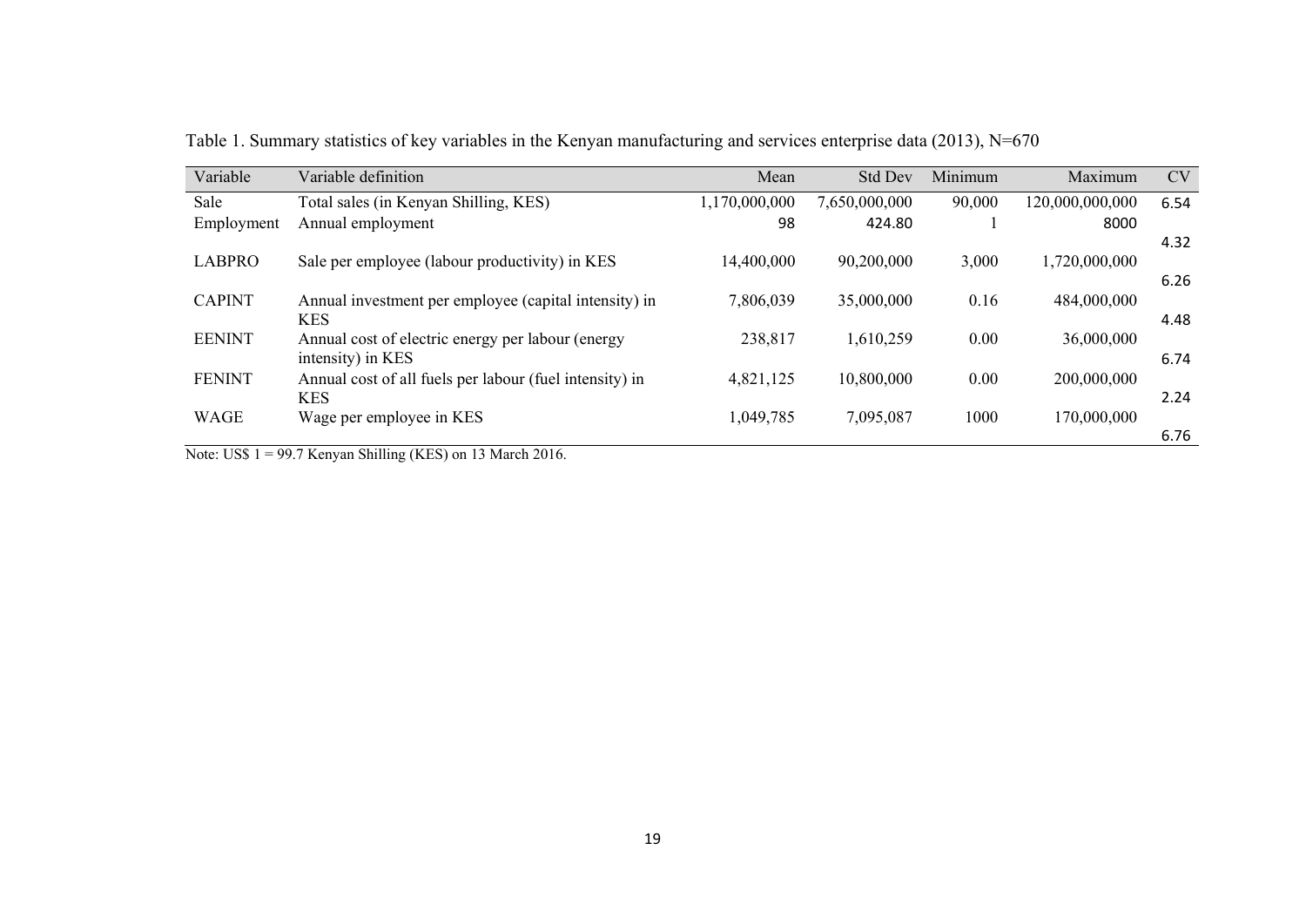Table 1. Summary statistics of key variables in the Kenyan manufacturing and services enterprise data (2013), N=670

| Variable | Variable definition | Mean | Std Dev | Minimum | Maximum | CV |
|---|---|---|---|---|---|---|
| Sale | Total sales (in Kenyan Shilling, KES) | 1,170,000,000 | 7,650,000,000 | 90,000 | 120,000,000,000 | 6.54 |
| Employment | Annual employment | 98 | 424.80 | 1 | 8000 | 4.32 |
| LABPRO | Sale per employee (labour productivity) in KES | 14,400,000 | 90,200,000 | 3,000 | 1,720,000,000 | 6.26 |
| CAPINT | Annual investment per employee (capital intensity) in KES | 7,806,039 | 35,000,000 | 0.16 | 484,000,000 | 4.48 |
| EENINT | Annual cost of electric energy per labour (energy intensity) in KES | 238,817 | 1,610,259 | 0.00 | 36,000,000 | 6.74 |
| FENINT | Annual cost of all fuels per labour (fuel intensity) in KES | 4,821,125 | 10,800,000 | 0.00 | 200,000,000 | 2.24 |
| WAGE | Wage per employee in KES | 1,049,785 | 7,095,087 | 1000 | 170,000,000 | 6.76 |

Note: US$ 1 = 99.7 Kenyan Shilling (KES) on 13 March 2016.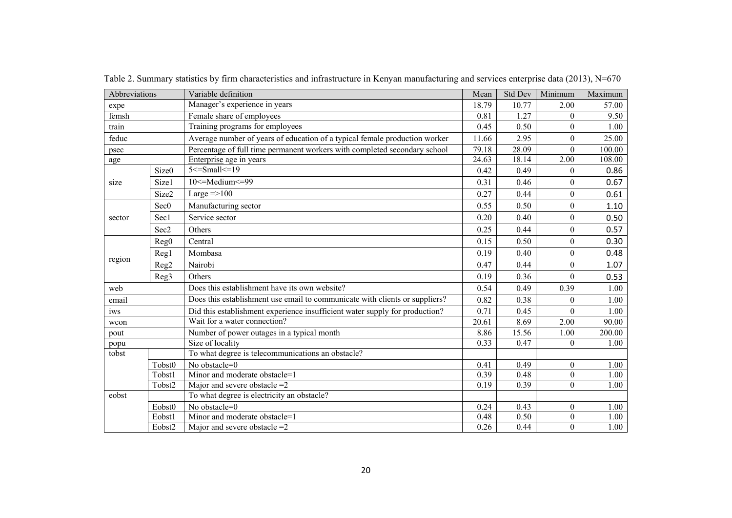Table 2. Summary statistics by firm characteristics and infrastructure in Kenyan manufacturing and services enterprise data (2013), N=670

| Abbreviations | | Variable definition | Mean | Std Dev | Minimum | Maximum |
|---|---|---|---|---|---|---|
| expe | | Manager's experience in years | 18.79 | 10.77 | 2.00 | 57.00 |
| femsh | | Female share of employees | 0.81 | 1.27 | 0 | 9.50 |
| train | | Training programs for employees | 0.45 | 0.50 | 0 | 1.00 |
| feduc | | Average number of years of education of a typical female production worker | 11.66 | 2.95 | 0 | 25.00 |
| psec | | Percentage of full time permanent workers with completed secondary school | 79.18 | 28.09 | 0 | 100.00 |
| age | | Enterprise age in years | 24.63 | 18.14 | 2.00 | 108.00 |
| size | Size0 | 5<=Small<=19 | 0.42 | 0.49 | 0 | 0.86 |
| | Size1 | 10<=Medium<=99 | 0.31 | 0.46 | 0 | 0.67 |
| | Size2 | Large =>100 | 0.27 | 0.44 | 0 | 0.61 |
| sector | Sec0 | Manufacturing sector | 0.55 | 0.50 | 0 | 1.10 |
| | Sec1 | Service sector | 0.20 | 0.40 | 0 | 0.50 |
| | Sec2 | Others | 0.25 | 0.44 | 0 | 0.57 |
| region | Reg0 | Central | 0.15 | 0.50 | 0 | 0.30 |
| | Reg1 | Mombasa | 0.19 | 0.40 | 0 | 0.48 |
| | Reg2 | Nairobi | 0.47 | 0.44 | 0 | 1.07 |
| | Reg3 | Others | 0.19 | 0.36 | 0 | 0.53 |
| web | | Does this establishment have its own website? | 0.54 | 0.49 | 0.39 | 1.00 |
| email | | Does this establishment use email to communicate with clients or suppliers? | 0.82 | 0.38 | 0 | 1.00 |
| iws | | Did this establishment experience insufficient water supply for production? | 0.71 | 0.45 | 0 | 1.00 |
| wcon | | Wait for a water connection? | 20.61 | 8.69 | 2.00 | 90.00 |
| pout | | Number of power outages in a typical month | 8.86 | 15.56 | 1.00 | 200.00 |
| popu | | Size of locality | 0.33 | 0.47 | 0 | 1.00 |
| tobst | | To what degree is telecommunications an obstacle? | | | | |
| | Tobst0 | No obstacle=0 | 0.41 | 0.49 | 0 | 1.00 |
| | Tobst1 | Minor and moderate obstacle=1 | 0.39 | 0.48 | 0 | 1.00 |
| | Tobst2 | Major and severe obstacle =2 | 0.19 | 0.39 | 0 | 1.00 |
| eobst | | To what degree is electricity an obstacle? | | | | |
| | Eobst0 | No obstacle=0 | 0.24 | 0.43 | 0 | 1.00 |
| | Eobst1 | Minor and moderate obstacle=1 | 0.48 | 0.50 | 0 | 1.00 |
| | Eobst2 | Major and severe obstacle =2 | 0.26 | 0.44 | 0 | 1.00 |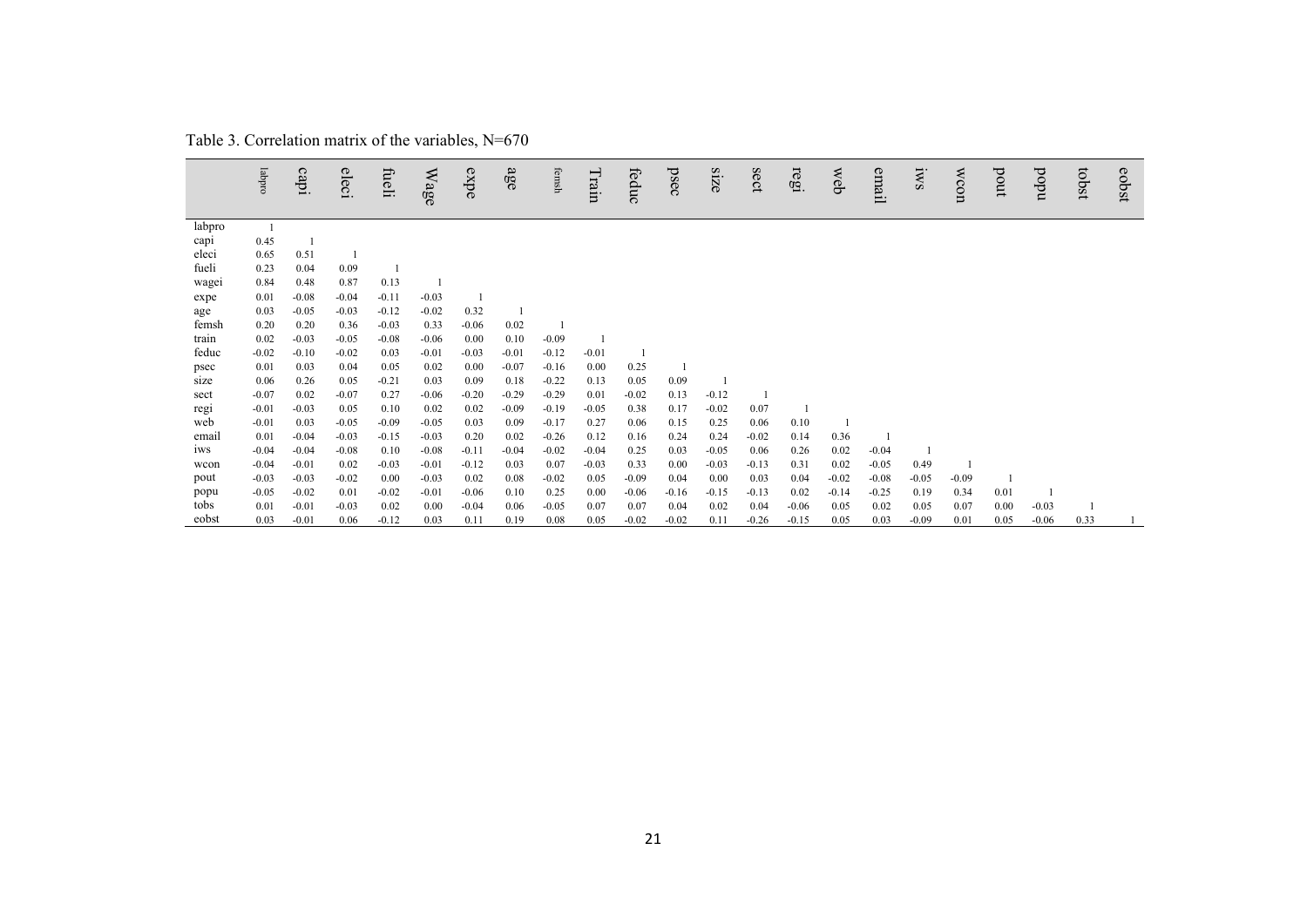Table 3. Correlation matrix of the variables, N=670

| | labpro | capi | eleci | fueli | Wage | expe | age | femsh | Train | feduc | psec | size | sect | regi | web | email | iws | wcon | pout | popu | tobst | eobst |
|---|---|---|---|---|---|---|---|---|---|---|---|---|---|---|---|---|---|---|---|---|---|---|
| labpro | 1 | | | | | | | | | | | | | | | | | | | | | |
| capi | 0.45 | 1 | | | | | | | | | | | | | | | | | | | | |
| eleci | 0.65 | 0.51 | 1 | | | | | | | | | | | | | | | | | | | |
| fueli | 0.23 | 0.04 | 0.09 | 1 | | | | | | | | | | | | | | | | | | |
| wagei | 0.84 | 0.48 | 0.87 | 0.13 | 1 | | | | | | | | | | | | | | | | | |
| expe | 0.01 | -0.08 | -0.04 | -0.11 | -0.03 | 1 | | | | | | | | | | | | | | | | |
| age | 0.03 | -0.05 | -0.03 | -0.12 | -0.02 | 0.32 | 1 | | | | | | | | | | | | | | | |
| femsh | 0.20 | 0.20 | 0.36 | -0.03 | 0.33 | -0.06 | 0.02 | 1 | | | | | | | | | | | | | | |
| train | 0.02 | -0.03 | -0.05 | -0.08 | -0.06 | 0.00 | 0.10 | -0.09 | 1 | | | | | | | | | | | | | |
| feduc | -0.02 | -0.10 | -0.02 | 0.03 | -0.01 | -0.03 | -0.01 | -0.12 | -0.01 | 1 | | | | | | | | | | | | |
| psec | 0.01 | 0.03 | 0.04 | 0.05 | 0.02 | 0.00 | -0.07 | -0.16 | 0.00 | 0.25 | 1 | | | | | | | | | | | |
| size | 0.06 | 0.26 | 0.05 | -0.21 | 0.03 | 0.09 | 0.18 | -0.22 | 0.13 | 0.05 | 0.09 | 1 | | | | | | | | | | |
| sect | -0.07 | 0.02 | -0.07 | 0.27 | -0.06 | -0.20 | -0.29 | -0.29 | 0.01 | -0.02 | 0.13 | -0.12 | 1 | | | | | | | | | |
| regi | -0.01 | -0.03 | 0.05 | 0.10 | 0.02 | 0.02 | -0.09 | -0.19 | -0.05 | 0.38 | 0.17 | -0.02 | 0.07 | 1 | | | | | | | | |
| web | -0.01 | 0.03 | -0.05 | -0.09 | -0.05 | 0.03 | 0.09 | -0.17 | 0.27 | 0.06 | 0.15 | 0.25 | 0.06 | 0.10 | 1 | | | | | | | |
| email | 0.01 | -0.04 | -0.03 | -0.15 | -0.03 | 0.20 | 0.02 | -0.26 | 0.12 | 0.16 | 0.24 | 0.24 | -0.02 | 0.14 | 0.36 | 1 | | | | | | |
| iws | -0.04 | -0.04 | -0.08 | 0.10 | -0.08 | -0.11 | -0.04 | -0.02 | -0.04 | 0.25 | 0.03 | -0.05 | 0.06 | 0.26 | 0.02 | -0.04 | 1 | | | | | |
| wcon | -0.04 | -0.01 | 0.02 | -0.03 | -0.01 | -0.12 | 0.03 | 0.07 | -0.03 | 0.33 | 0.00 | -0.03 | -0.13 | 0.31 | 0.02 | -0.05 | 0.49 | 1 | | | | |
| pout | -0.03 | -0.03 | -0.02 | 0.00 | -0.03 | 0.02 | 0.08 | -0.02 | 0.05 | -0.09 | 0.04 | 0.00 | 0.03 | 0.04 | -0.02 | -0.08 | -0.05 | -0.09 | 1 | | | |
| popu | -0.05 | -0.02 | 0.01 | -0.02 | -0.01 | -0.06 | 0.10 | 0.25 | 0.00 | -0.06 | -0.16 | -0.15 | -0.13 | 0.02 | -0.14 | -0.25 | 0.19 | 0.34 | 0.01 | 1 | | |
| tobs | 0.01 | -0.01 | -0.03 | 0.02 | 0.00 | -0.04 | 0.06 | -0.05 | 0.07 | 0.07 | 0.04 | 0.02 | 0.04 | -0.06 | 0.05 | 0.02 | 0.05 | 0.07 | 0.00 | -0.03 | 1 | |
| eobst | 0.03 | -0.01 | 0.06 | -0.12 | 0.03 | 0.11 | 0.19 | 0.08 | 0.05 | -0.02 | -0.02 | 0.11 | -0.26 | -0.15 | 0.05 | 0.03 | -0.09 | 0.01 | 0.05 | -0.06 | 0.33 | 1 |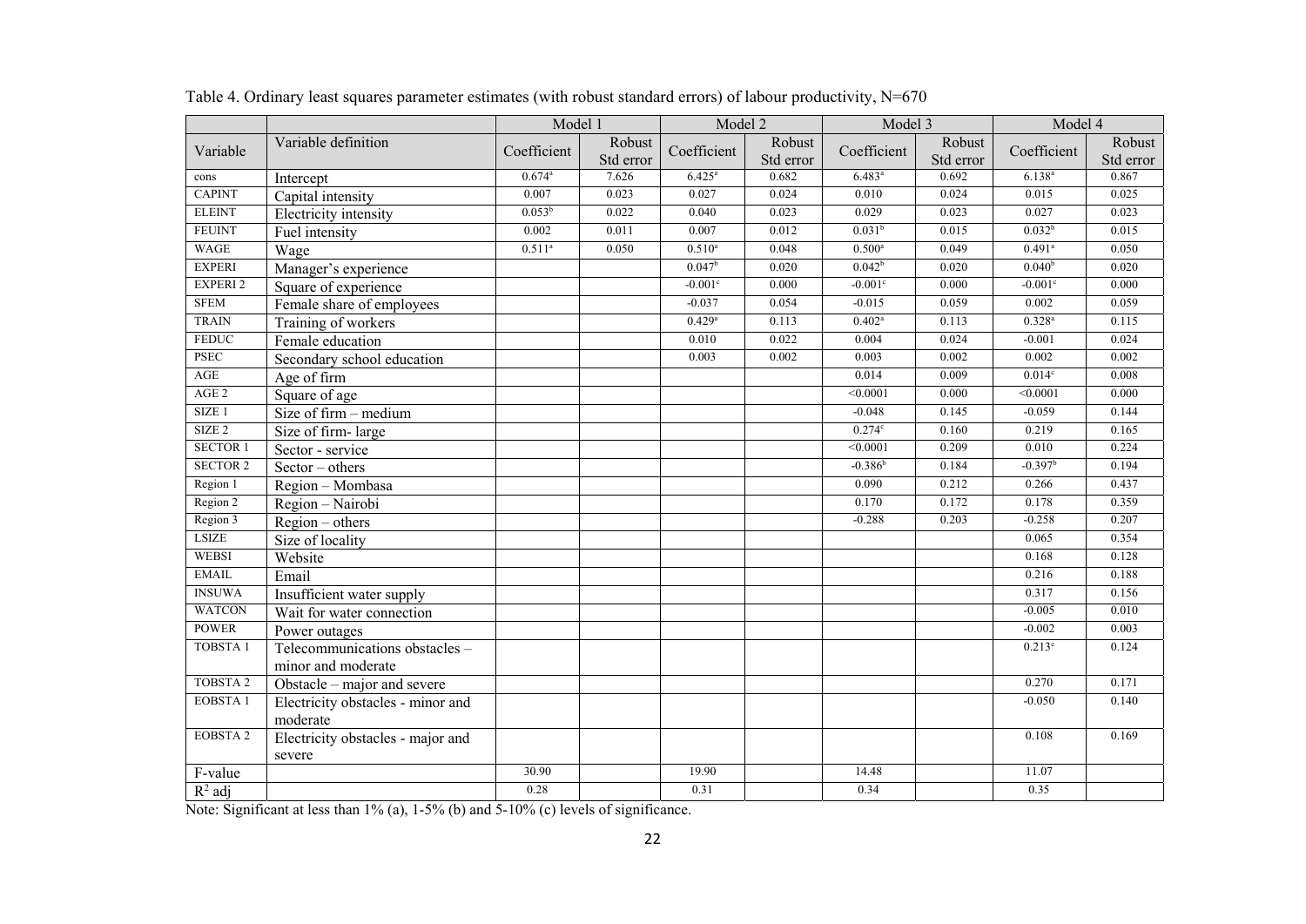Table 4. Ordinary least squares parameter estimates (with robust standard errors) of labour productivity, N=670

| | | Model 1 | | Model 2 | | Model 3 | | Model 4 | |
|---|---|---|---|---|---|---|---|---|---|
| Variable | Variable definition | Coefficient | Robust Std error | Coefficient | Robust Std error | Coefficient | Robust Std error | Coefficient | Robust Std error |
| cons | Intercept | 0.674[a] | 7.626 | 6.425[a] | 0.682 | 6.483[a] | 0.692 | 6.138[a] | 0.867 |
| CAPINT | Capital intensity | 0.007 | 0.023 | 0.027 | 0.024 | 0.010 | 0.024 | 0.015 | 0.025 |
| ELEINT | Electricity intensity | 0.053[b] | 0.022 | 0.040 | 0.023 | 0.029 | 0.023 | 0.027 | 0.023 |
| FEUINT | Fuel intensity | 0.002 | 0.011 | 0.007 | 0.012 | 0.031[b] | 0.015 | 0.032[b] | 0.015 |
| WAGE | Wage | 0.511[a] | 0.050 | 0.510[a] | 0.048 | 0.500[a] | 0.049 | 0.491[a] | 0.050 |
| EXPERI | Manager's experience | | | 0.047[b] | 0.020 | 0.042[b] | 0.020 | 0.040[b] | 0.020 |
| EXPERI 2 | Square of experience | | | -0.001[c] | 0.000 | -0.001[c] | 0.000 | -0.001[c] | 0.000 |
| SFEM | Female share of employees | | | -0.037 | 0.054 | -0.015 | 0.059 | 0.002 | 0.059 |
| TRAIN | Training of workers | | | 0.429[a] | 0.113 | 0.402[a] | 0.113 | 0.328[a] | 0.115 |
| FEDUC | Female education | | | 0.010 | 0.022 | 0.004 | 0.024 | -0.001 | 0.024 |
| PSEC | Secondary school education | | | 0.003 | 0.002 | 0.003 | 0.002 | 0.002 | 0.002 |
| AGE | Age of firm | | | | | 0.014 | 0.009 | 0.014[c] | 0.008 |
| AGE 2 | Square of age | | | | | <0.0001 | 0.000 | <0.0001 | 0.000 |
| SIZE 1 | Size of firm – medium | | | | | -0.048 | 0.145 | -0.059 | 0.144 |
| SIZE 2 | Size of firm- large | | | | | 0.274[c] | 0.160 | 0.219 | 0.165 |
| SECTOR 1 | Sector - service | | | | | <0.0001 | 0.209 | 0.010 | 0.224 |
| SECTOR 2 | Sector – others | | | | | -0.386[b] | 0.184 | -0.397[b] | 0.194 |
| Region 1 | Region – Mombasa | | | | | 0.090 | 0.212 | 0.266 | 0.437 |
| Region 2 | Region – Nairobi | | | | | 0.170 | 0.172 | 0.178 | 0.359 |
| Region 3 | Region – others | | | | | -0.288 | 0.203 | -0.258 | 0.207 |
| LSIZE | Size of locality | | | | | | | 0.065 | 0.354 |
| WEBSI | Website | | | | | | | 0.168 | 0.128 |
| EMAIL | Email | | | | | | | 0.216 | 0.188 |
| INSUWA | Insufficient water supply | | | | | | | 0.317 | 0.156 |
| WATCON | Wait for water connection | | | | | | | -0.005 | 0.010 |
| POWER | Power outages | | | | | | | -0.002 | 0.003 |
| TOBSTA 1 | Telecommunications obstacles – minor and moderate | | | | | | | 0.213[c] | 0.124 |
| TOBSTA 2 | Obstacle – major and severe | | | | | | | 0.270 | 0.171 |
| EOBSTA 1 | Electricity obstacles - minor and moderate | | | | | | | -0.050 | 0.140 |
| EOBSTA 2 | Electricity obstacles - major and severe | | | | | | | 0.108 | 0.169 |
| F-value | | 30.90 | | 19.90 | | 14.48 | | 11.07 | |
| $R^2$ adj | | 0.28 | | 0.31 | | 0.34 | | 0.35 | |

Note: Significant at less than 1% (a), 1-5% (b) and 5-10% (c) levels of significance.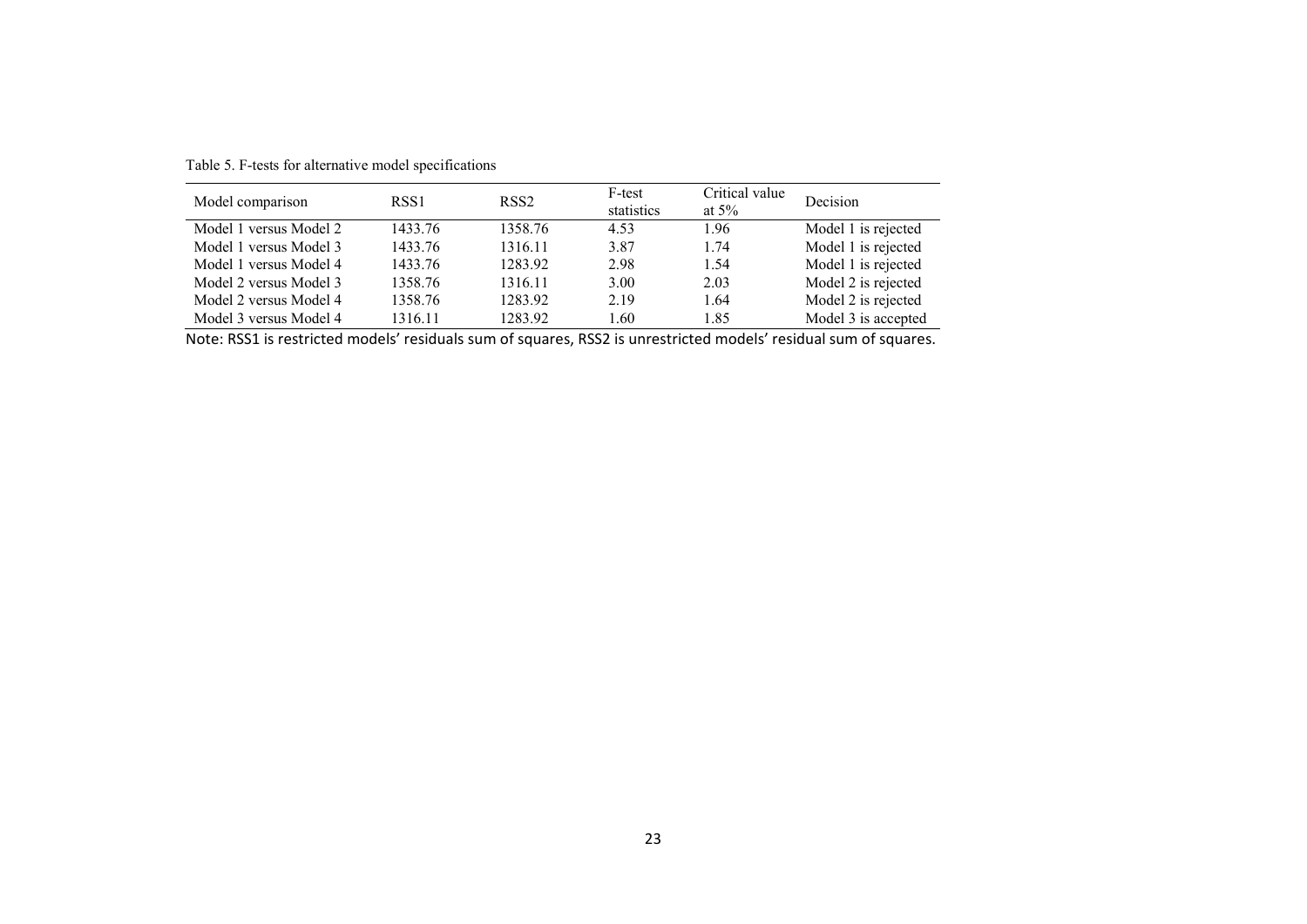Table 5. F-tests for alternative model specifications

| Model comparison | RSS1 | RSS2 | F-test statistics | Critical value at 5% | Decision |
|---|---|---|---|---|---|
| Model 1 versus Model 2 | 1433.76 | 1358.76 | 4.53 | 1.96 | Model 1 is rejected |
| Model 1 versus Model 3 | 1433.76 | 1316.11 | 3.87 | 1.74 | Model 1 is rejected |
| Model 1 versus Model 4 | 1433.76 | 1283.92 | 2.98 | 1.54 | Model 1 is rejected |
| Model 2 versus Model 3 | 1358.76 | 1316.11 | 3.00 | 2.03 | Model 2 is rejected |
| Model 2 versus Model 4 | 1358.76 | 1283.92 | 2.19 | 1.64 | Model 2 is rejected |
| Model 3 versus Model 4 | 1316.11 | 1283.92 | 1.60 | 1.85 | Model 3 is accepted |

Note: RSS1 is restricted models' residuals sum of squares, RSS2 is unrestricted models' residual sum of squares.